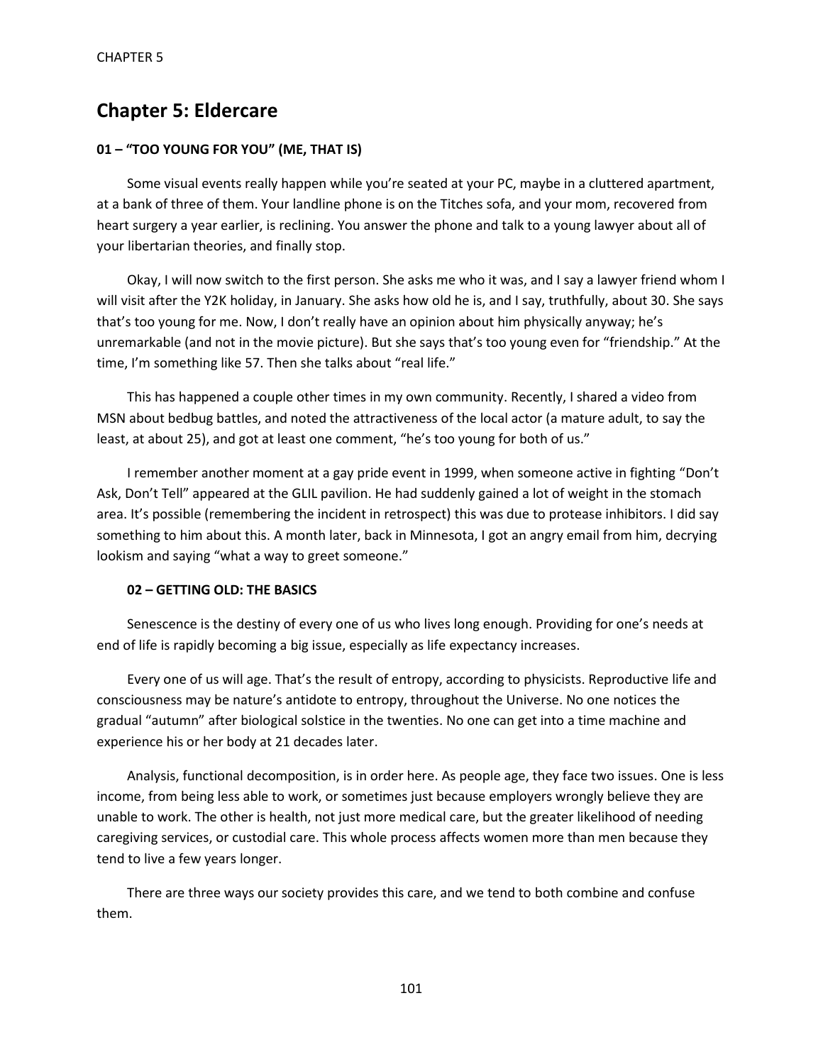# Chapter 5: Eldercare

### 01 – "TOO YOUNG FOR YOU" (ME, THAT IS)

Some visual events really happen while you're seated at your PC, maybe in a cluttered apartment, at a bank of three of them. Your landline phone is on the Titches sofa, and your mom, recovered from heart surgery a year earlier, is reclining. You answer the phone and talk to a young lawyer about all of your libertarian theories, and finally stop.

Okay, I will now switch to the first person. She asks me who it was, and I say a lawyer friend whom I will visit after the Y2K holiday, in January. She asks how old he is, and I say, truthfully, about 30. She says that's too young for me. Now, I don't really have an opinion about him physically anyway; he's unremarkable (and not in the movie picture). But she says that's too young even for "friendship." At the time, I'm something like 57. Then she talks about "real life."

This has happened a couple other times in my own community. Recently, I shared a video from MSN about bedbug battles, and noted the attractiveness of the local actor (a mature adult, to say the least, at about 25), and got at least one comment, "he's too young for both of us."

I remember another moment at a gay pride event in 1999, when someone active in fighting "Don't Ask, Don't Tell" appeared at the GLIL pavilion. He had suddenly gained a lot of weight in the stomach area. It's possible (remembering the incident in retrospect) this was due to protease inhibitors. I did say something to him about this. A month later, back in Minnesota, I got an angry email from him, decrying lookism and saying "what a way to greet someone."

### 02 – GETTING OLD: THE BASICS

Senescence is the destiny of every one of us who lives long enough. Providing for one's needs at end of life is rapidly becoming a big issue, especially as life expectancy increases.

Every one of us will age. That's the result of entropy, according to physicists. Reproductive life and consciousness may be nature's antidote to entropy, throughout the Universe. No one notices the gradual "autumn" after biological solstice in the twenties. No one can get into a time machine and experience his or her body at 21 decades later.

Analysis, functional decomposition, is in order here. As people age, they face two issues. One is less income, from being less able to work, or sometimes just because employers wrongly believe they are unable to work. The other is health, not just more medical care, but the greater likelihood of needing caregiving services, or custodial care. This whole process affects women more than men because they tend to live a few years longer.

There are three ways our society provides this care, and we tend to both combine and confuse them.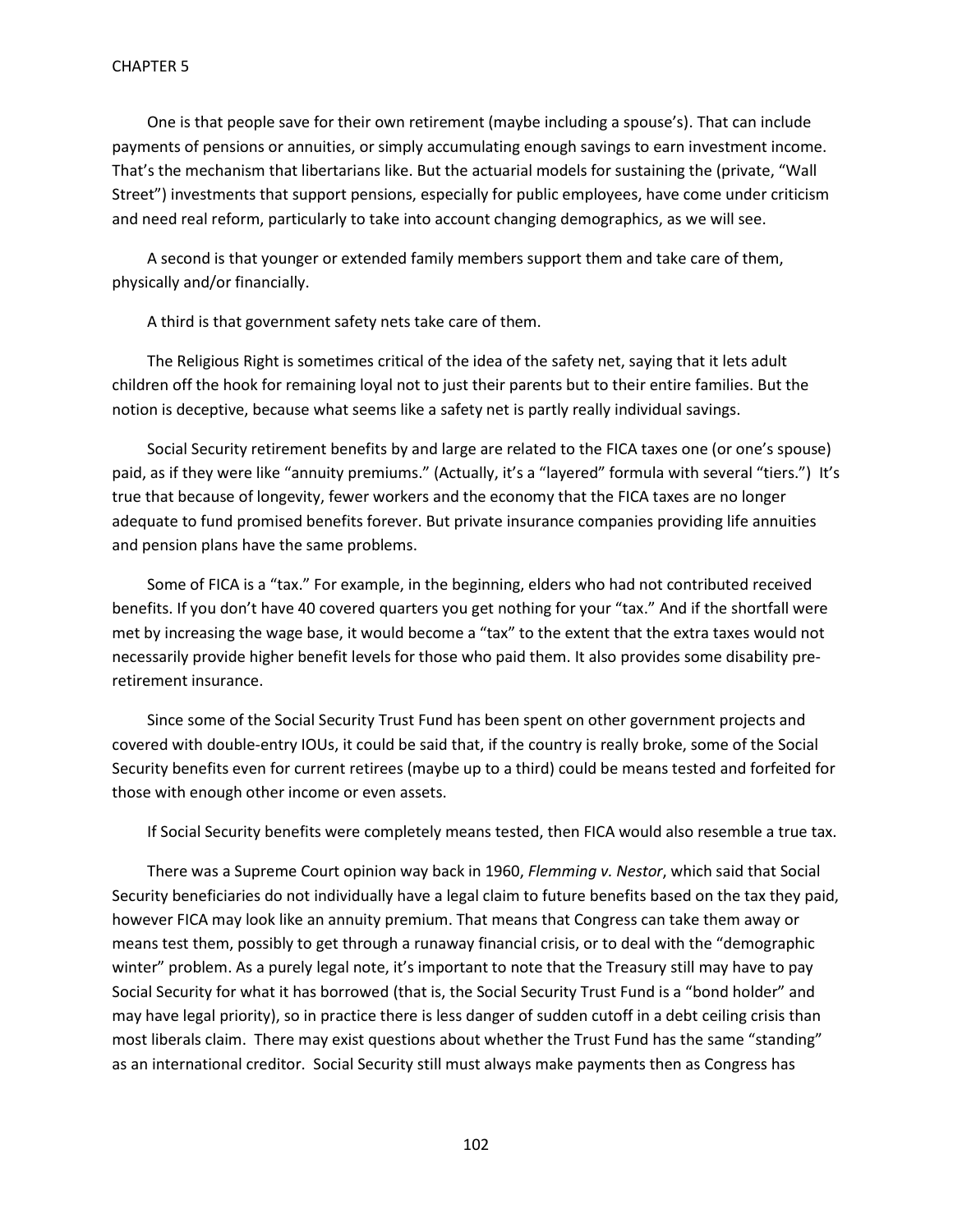One is that people save for their own retirement (maybe including a spouse's). That can include payments of pensions or annuities, or simply accumulating enough savings to earn investment income. That's the mechanism that libertarians like. But the actuarial models for sustaining the (private, "Wall Street") investments that support pensions, especially for public employees, have come under criticism and need real reform, particularly to take into account changing demographics, as we will see.

A second is that younger or extended family members support them and take care of them, physically and/or financially.

A third is that government safety nets take care of them.

The Religious Right is sometimes critical of the idea of the safety net, saying that it lets adult children off the hook for remaining loyal not to just their parents but to their entire families. But the notion is deceptive, because what seems like a safety net is partly really individual savings.

Social Security retirement benefits by and large are related to the FICA taxes one (or one's spouse) paid, as if they were like "annuity premiums." (Actually, it's a "layered" formula with several "tiers.") It's true that because of longevity, fewer workers and the economy that the FICA taxes are no longer adequate to fund promised benefits forever. But private insurance companies providing life annuities and pension plans have the same problems.

Some of FICA is a "tax." For example, in the beginning, elders who had not contributed received benefits. If you don't have 40 covered quarters you get nothing for your "tax." And if the shortfall were met by increasing the wage base, it would become a "tax" to the extent that the extra taxes would not necessarily provide higher benefit levels for those who paid them. It also provides some disability pre-retirement insurance.

Since some of the Social Security Trust Fund has been spent on other government projects and covered with double-entry IOUs, it could be said that, if the country is really broke, some of the Social Security benefits even for current retirees (maybe up to a third) could be means tested and forfeited for those with enough other income or even assets.

If Social Security benefits were completely means tested, then FICA would also resemble a true tax.

There was a Supreme Court opinion way back in 1960, *Flemming v. Nestor*, which said that Social Security beneficiaries do not individually have a legal claim to future benefits based on the tax they paid, however FICA may look like an annuity premium. That means that Congress can take them away or means test them, possibly to get through a runaway financial crisis, or to deal with the "demographic winter" problem. As a purely legal note, it's important to note that the Treasury still may have to pay Social Security for what it has borrowed (that is, the Social Security Trust Fund is a "bond holder" and may have legal priority), so in practice there is less danger of sudden cutoff in a debt ceiling crisis than most liberals claim. There may exist questions about whether the Trust Fund has the same "standing" as an international creditor. Social Security still must always make payments then as Congress has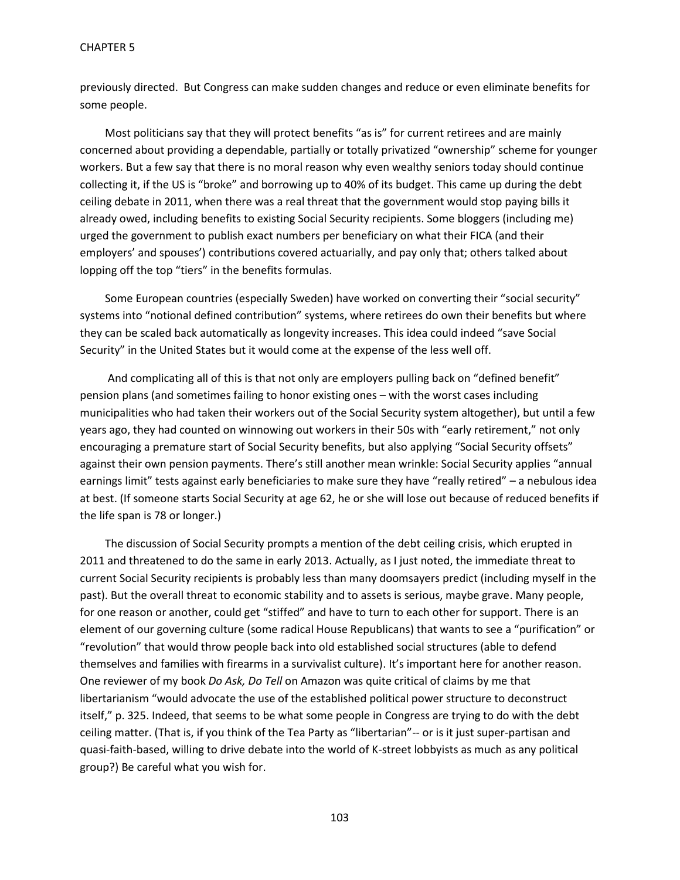previously directed. But Congress can make sudden changes and reduce or even eliminate benefits for some people.

Most politicians say that they will protect benefits "as is" for current retirees and are mainly concerned about providing a dependable, partially or totally privatized "ownership" scheme for younger workers. But a few say that there is no moral reason why even wealthy seniors today should continue collecting it, if the US is "broke" and borrowing up to 40% of its budget. This came up during the debt ceiling debate in 2011, when there was a real threat that the government would stop paying bills it already owed, including benefits to existing Social Security recipients. Some bloggers (including me) urged the government to publish exact numbers per beneficiary on what their FICA (and their employers' and spouses') contributions covered actuarially, and pay only that; others talked about lopping off the top "tiers" in the benefits formulas.

Some European countries (especially Sweden) have worked on converting their "social security" systems into "notional defined contribution" systems, where retirees do own their benefits but where they can be scaled back automatically as longevity increases. This idea could indeed "save Social Security" in the United States but it would come at the expense of the less well off.

And complicating all of this is that not only are employers pulling back on "defined benefit" pension plans (and sometimes failing to honor existing ones – with the worst cases including municipalities who had taken their workers out of the Social Security system altogether), but until a few years ago, they had counted on winnowing out workers in their 50s with "early retirement," not only encouraging a premature start of Social Security benefits, but also applying "Social Security offsets" against their own pension payments. There's still another mean wrinkle: Social Security applies "annual earnings limit" tests against early beneficiaries to make sure they have "really retired" – a nebulous idea at best. (If someone starts Social Security at age 62, he or she will lose out because of reduced benefits if the life span is 78 or longer.)

The discussion of Social Security prompts a mention of the debt ceiling crisis, which erupted in 2011 and threatened to do the same in early 2013. Actually, as I just noted, the immediate threat to current Social Security recipients is probably less than many doomsayers predict (including myself in the past). But the overall threat to economic stability and to assets is serious, maybe grave. Many people, for one reason or another, could get "stiffed" and have to turn to each other for support. There is an element of our governing culture (some radical House Republicans) that wants to see a "purification" or "revolution" that would throw people back into old established social structures (able to defend themselves and families with firearms in a survivalist culture). It's important here for another reason. One reviewer of my book *Do Ask, Do Tell* on Amazon was quite critical of claims by me that libertarianism "would advocate the use of the established political power structure to deconstruct itself," p. 325. Indeed, that seems to be what some people in Congress are trying to do with the debt ceiling matter. (That is, if you think of the Tea Party as "libertarian"-- or is it just super-partisan and quasi-faith-based, willing to drive debate into the world of K-street lobbyists as much as any political group?) Be careful what you wish for.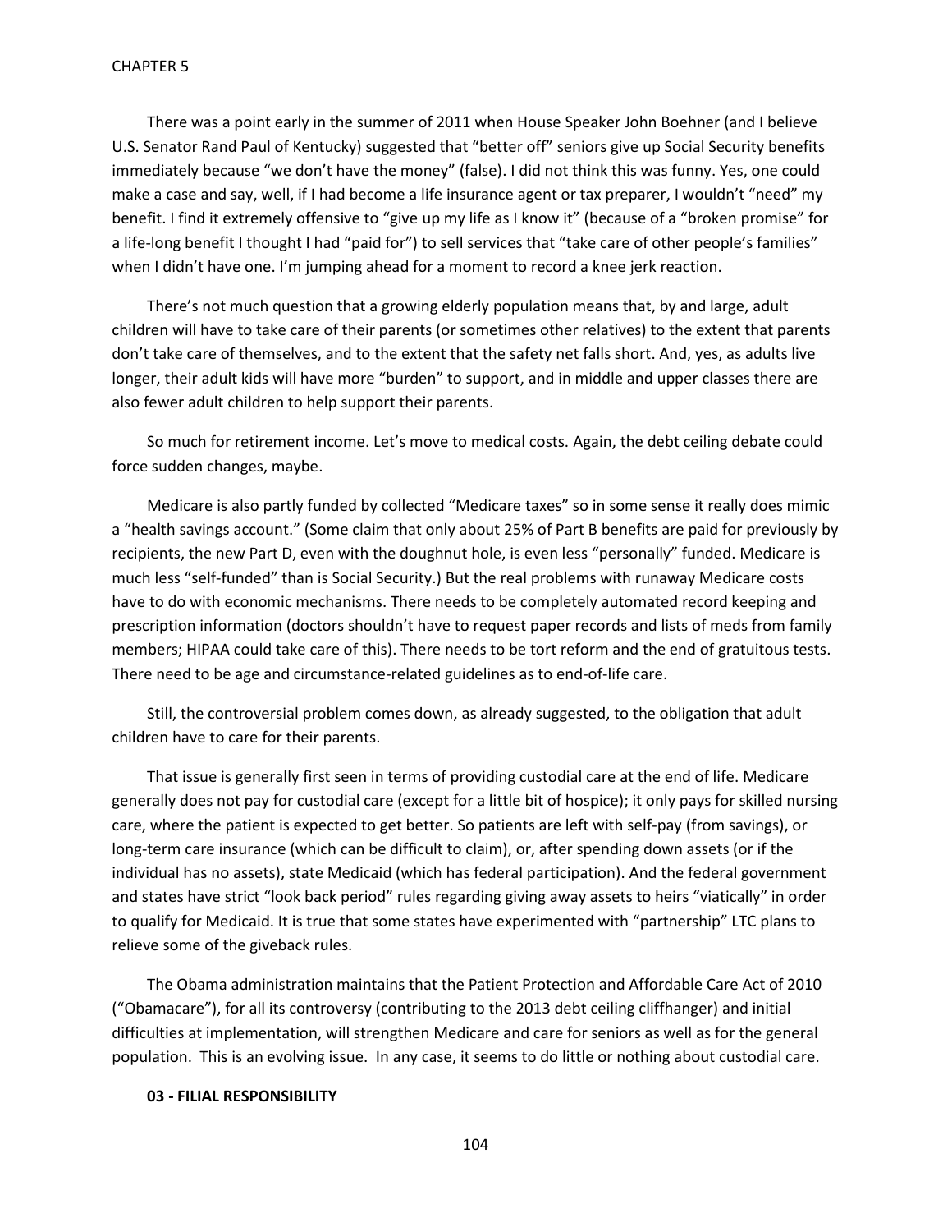There was a point early in the summer of 2011 when House Speaker John Boehner (and I believe U.S. Senator Rand Paul of Kentucky) suggested that "better off" seniors give up Social Security benefits immediately because "we don't have the money" (false). I did not think this was funny. Yes, one could make a case and say, well, if I had become a life insurance agent or tax preparer, I wouldn't "need" my benefit. I find it extremely offensive to "give up my life as I know it" (because of a "broken promise" for a life-long benefit I thought I had "paid for") to sell services that "take care of other people's families" when I didn't have one. I'm jumping ahead for a moment to record a knee jerk reaction.

There's not much question that a growing elderly population means that, by and large, adult children will have to take care of their parents (or sometimes other relatives) to the extent that parents don't take care of themselves, and to the extent that the safety net falls short. And, yes, as adults live longer, their adult kids will have more "burden" to support, and in middle and upper classes there are also fewer adult children to help support their parents.

So much for retirement income. Let's move to medical costs. Again, the debt ceiling debate could force sudden changes, maybe.

Medicare is also partly funded by collected "Medicare taxes" so in some sense it really does mimic a "health savings account." (Some claim that only about 25% of Part B benefits are paid for previously by recipients, the new Part D, even with the doughnut hole, is even less "personally" funded. Medicare is much less "self-funded" than is Social Security.) But the real problems with runaway Medicare costs have to do with economic mechanisms. There needs to be completely automated record keeping and prescription information (doctors shouldn't have to request paper records and lists of meds from family members; HIPAA could take care of this). There needs to be tort reform and the end of gratuitous tests. There need to be age and circumstance-related guidelines as to end-of-life care.

Still, the controversial problem comes down, as already suggested, to the obligation that adult children have to care for their parents.

That issue is generally first seen in terms of providing custodial care at the end of life. Medicare generally does not pay for custodial care (except for a little bit of hospice); it only pays for skilled nursing care, where the patient is expected to get better. So patients are left with self-pay (from savings), or long-term care insurance (which can be difficult to claim), or, after spending down assets (or if the individual has no assets), state Medicaid (which has federal participation). And the federal government and states have strict "look back period" rules regarding giving away assets to heirs "viatically" in order to qualify for Medicaid. It is true that some states have experimented with "partnership" LTC plans to relieve some of the giveback rules.

The Obama administration maintains that the Patient Protection and Affordable Care Act of 2010 ("Obamacare"), for all its controversy (contributing to the 2013 debt ceiling cliffhanger) and initial difficulties at implementation, will strengthen Medicare and care for seniors as well as for the general population. This is an evolving issue. In any case, it seems to do little or nothing about custodial care.

**03 - FILIAL RESPONSIBILITY**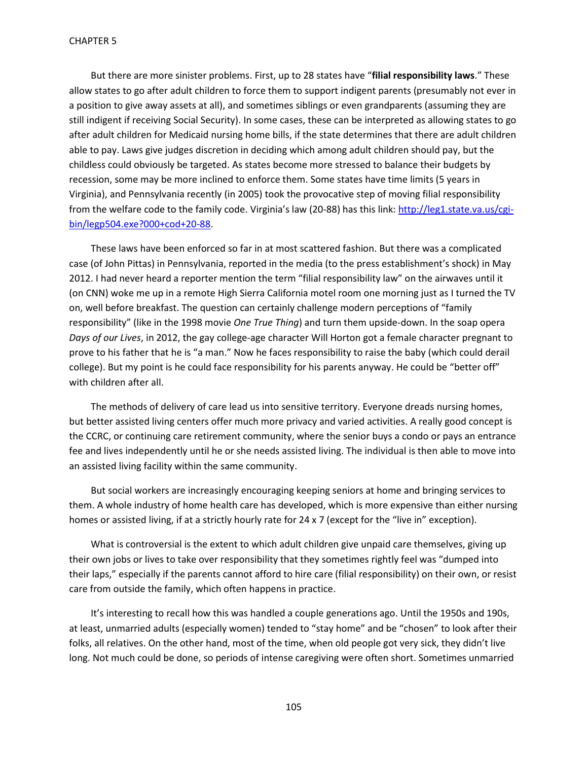But there are more sinister problems. First, up to 28 states have "**filial responsibility laws**." These allow states to go after adult children to force them to support indigent parents (presumably not ever in a position to give away assets at all), and sometimes siblings or even grandparents (assuming they are still indigent if receiving Social Security). In some cases, these can be interpreted as allowing states to go after adult children for Medicaid nursing home bills, if the state determines that there are adult children able to pay. Laws give judges discretion in deciding which among adult children should pay, but the childless could obviously be targeted. As states become more stressed to balance their budgets by recession, some may be more inclined to enforce them. Some states have time limits (5 years in Virginia), and Pennsylvania recently (in 2005) took the provocative step of moving filial responsibility from the welfare code to the family code. Virginia's law (20-88) has this link: [http://leg1.state.va.us/cgi-bin/legp504.exe?000+cod+20-88](http://leg1.state.va.us/cgi-bin/legp504.exe?000+cod+20-88).

These laws have been enforced so far in at most scattered fashion. But there was a complicated case (of John Pittas) in Pennsylvania, reported in the media (to the press establishment's shock) in May 2012. I had never heard a reporter mention the term "filial responsibility law" on the airwaves until it (on CNN) woke me up in a remote High Sierra California motel room one morning just as I turned the TV on, well before breakfast. The question can certainly challenge modern perceptions of "family responsibility" (like in the 1998 movie *One True Thing*) and turn them upside-down. In the soap opera *Days of our Lives*, in 2012, the gay college-age character Will Horton got a female character pregnant to prove to his father that he is "a man." Now he faces responsibility to raise the baby (which could derail college). But my point is he could face responsibility for his parents anyway. He could be "better off" with children after all.

The methods of delivery of care lead us into sensitive territory. Everyone dreads nursing homes, but better assisted living centers offer much more privacy and varied activities. A really good concept is the CCRC, or continuing care retirement community, where the senior buys a condo or pays an entrance fee and lives independently until he or she needs assisted living. The individual is then able to move into an assisted living facility within the same community.

But social workers are increasingly encouraging keeping seniors at home and bringing services to them. A whole industry of home health care has developed, which is more expensive than either nursing homes or assisted living, if at a strictly hourly rate for 24 x 7 (except for the "live in" exception).

What is controversial is the extent to which adult children give unpaid care themselves, giving up their own jobs or lives to take over responsibility that they sometimes rightly feel was "dumped into their laps," especially if the parents cannot afford to hire care (filial responsibility) on their own, or resist care from outside the family, which often happens in practice.

It's interesting to recall how this was handled a couple generations ago. Until the 1950s and 190s, at least, unmarried adults (especially women) tended to "stay home" and be "chosen" to look after their folks, all relatives. On the other hand, most of the time, when old people got very sick, they didn't live long. Not much could be done, so periods of intense caregiving were often short. Sometimes unmarried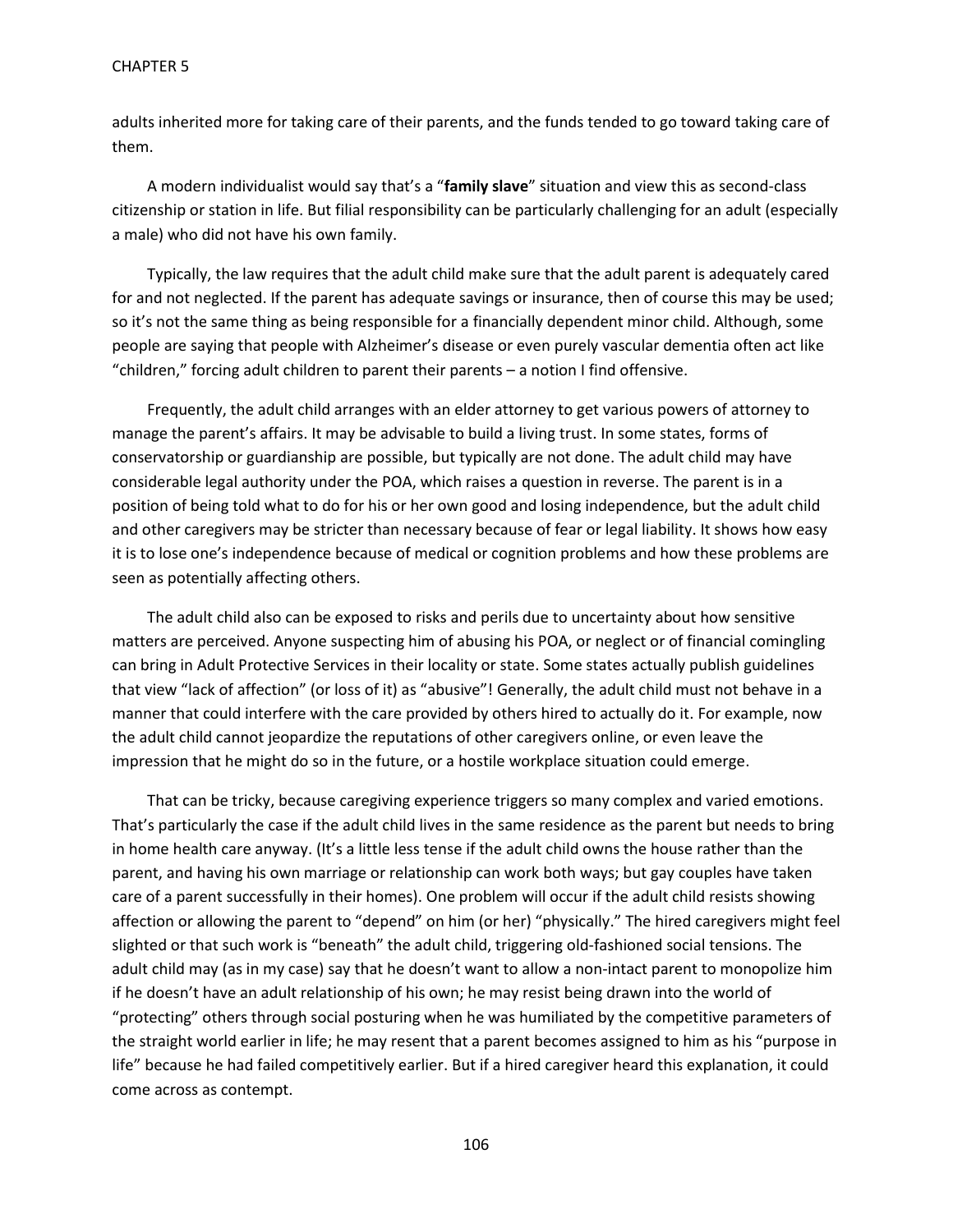adults inherited more for taking care of their parents, and the funds tended to go toward taking care of them.

A modern individualist would say that's a "**family slave**" situation and view this as second-class citizenship or station in life. But filial responsibility can be particularly challenging for an adult (especially a male) who did not have his own family.

Typically, the law requires that the adult child make sure that the adult parent is adequately cared for and not neglected. If the parent has adequate savings or insurance, then of course this may be used; so it's not the same thing as being responsible for a financially dependent minor child. Although, some people are saying that people with Alzheimer's disease or even purely vascular dementia often act like "children," forcing adult children to parent their parents – a notion I find offensive.

Frequently, the adult child arranges with an elder attorney to get various powers of attorney to manage the parent's affairs. It may be advisable to build a living trust. In some states, forms of conservatorship or guardianship are possible, but typically are not done. The adult child may have considerable legal authority under the POA, which raises a question in reverse. The parent is in a position of being told what to do for his or her own good and losing independence, but the adult child and other caregivers may be stricter than necessary because of fear or legal liability. It shows how easy it is to lose one's independence because of medical or cognition problems and how these problems are seen as potentially affecting others.

The adult child also can be exposed to risks and perils due to uncertainty about how sensitive matters are perceived. Anyone suspecting him of abusing his POA, or neglect or of financial comingling can bring in Adult Protective Services in their locality or state. Some states actually publish guidelines that view "lack of affection" (or loss of it) as "abusive"! Generally, the adult child must not behave in a manner that could interfere with the care provided by others hired to actually do it. For example, now the adult child cannot jeopardize the reputations of other caregivers online, or even leave the impression that he might do so in the future, or a hostile workplace situation could emerge.

That can be tricky, because caregiving experience triggers so many complex and varied emotions. That's particularly the case if the adult child lives in the same residence as the parent but needs to bring in home health care anyway. (It's a little less tense if the adult child owns the house rather than the parent, and having his own marriage or relationship can work both ways; but gay couples have taken care of a parent successfully in their homes). One problem will occur if the adult child resists showing affection or allowing the parent to "depend" on him (or her) "physically." The hired caregivers might feel slighted or that such work is "beneath" the adult child, triggering old-fashioned social tensions. The adult child may (as in my case) say that he doesn't want to allow a non-intact parent to monopolize him if he doesn't have an adult relationship of his own; he may resist being drawn into the world of "protecting" others through social posturing when he was humiliated by the competitive parameters of the straight world earlier in life; he may resent that a parent becomes assigned to him as his "purpose in life" because he had failed competitively earlier. But if a hired caregiver heard this explanation, it could come across as contempt.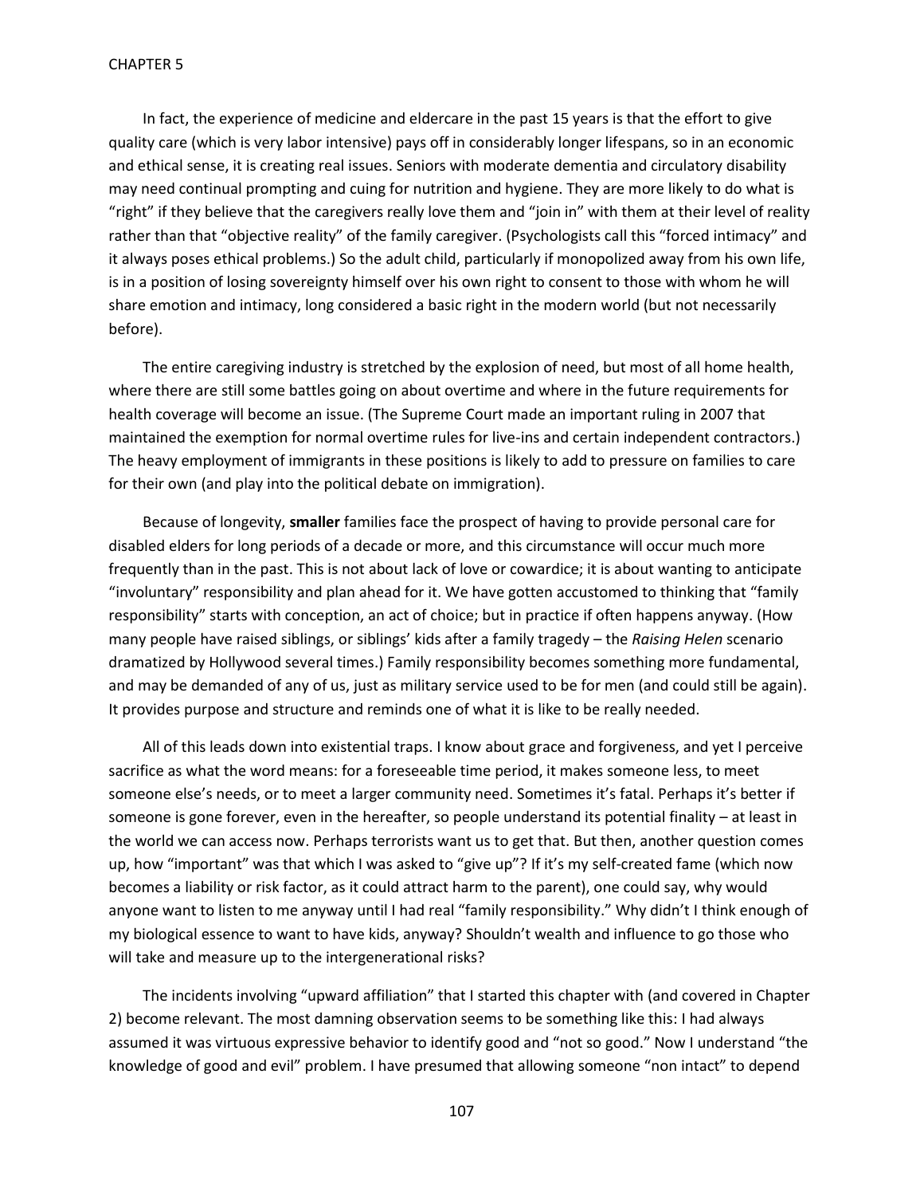In fact, the experience of medicine and eldercare in the past 15 years is that the effort to give quality care (which is very labor intensive) pays off in considerably longer lifespans, so in an economic and ethical sense, it is creating real issues. Seniors with moderate dementia and circulatory disability may need continual prompting and cuing for nutrition and hygiene. They are more likely to do what is "right" if they believe that the caregivers really love them and "join in" with them at their level of reality rather than that "objective reality" of the family caregiver. (Psychologists call this "forced intimacy" and it always poses ethical problems.) So the adult child, particularly if monopolized away from his own life, is in a position of losing sovereignty himself over his own right to consent to those with whom he will share emotion and intimacy, long considered a basic right in the modern world (but not necessarily before).

The entire caregiving industry is stretched by the explosion of need, but most of all home health, where there are still some battles going on about overtime and where in the future requirements for health coverage will become an issue. (The Supreme Court made an important ruling in 2007 that maintained the exemption for normal overtime rules for live-ins and certain independent contractors.) The heavy employment of immigrants in these positions is likely to add to pressure on families to care for their own (and play into the political debate on immigration).

Because of longevity, **smaller** families face the prospect of having to provide personal care for disabled elders for long periods of a decade or more, and this circumstance will occur much more frequently than in the past. This is not about lack of love or cowardice; it is about wanting to anticipate "involuntary" responsibility and plan ahead for it. We have gotten accustomed to thinking that "family responsibility" starts with conception, an act of choice; but in practice if often happens anyway. (How many people have raised siblings, or siblings' kids after a family tragedy – the *Raising Helen* scenario dramatized by Hollywood several times.) Family responsibility becomes something more fundamental, and may be demanded of any of us, just as military service used to be for men (and could still be again). It provides purpose and structure and reminds one of what it is like to be really needed.

All of this leads down into existential traps. I know about grace and forgiveness, and yet I perceive sacrifice as what the word means: for a foreseeable time period, it makes someone less, to meet someone else's needs, or to meet a larger community need. Sometimes it's fatal. Perhaps it's better if someone is gone forever, even in the hereafter, so people understand its potential finality – at least in the world we can access now. Perhaps terrorists want us to get that. But then, another question comes up, how "important" was that which I was asked to "give up"? If it's my self-created fame (which now becomes a liability or risk factor, as it could attract harm to the parent), one could say, why would anyone want to listen to me anyway until I had real "family responsibility." Why didn't I think enough of my biological essence to want to have kids, anyway? Shouldn't wealth and influence to go those who will take and measure up to the intergenerational risks?

The incidents involving "upward affiliation" that I started this chapter with (and covered in Chapter 2) become relevant. The most damning observation seems to be something like this: I had always assumed it was virtuous expressive behavior to identify good and "not so good." Now I understand "the knowledge of good and evil" problem. I have presumed that allowing someone "non intact" to depend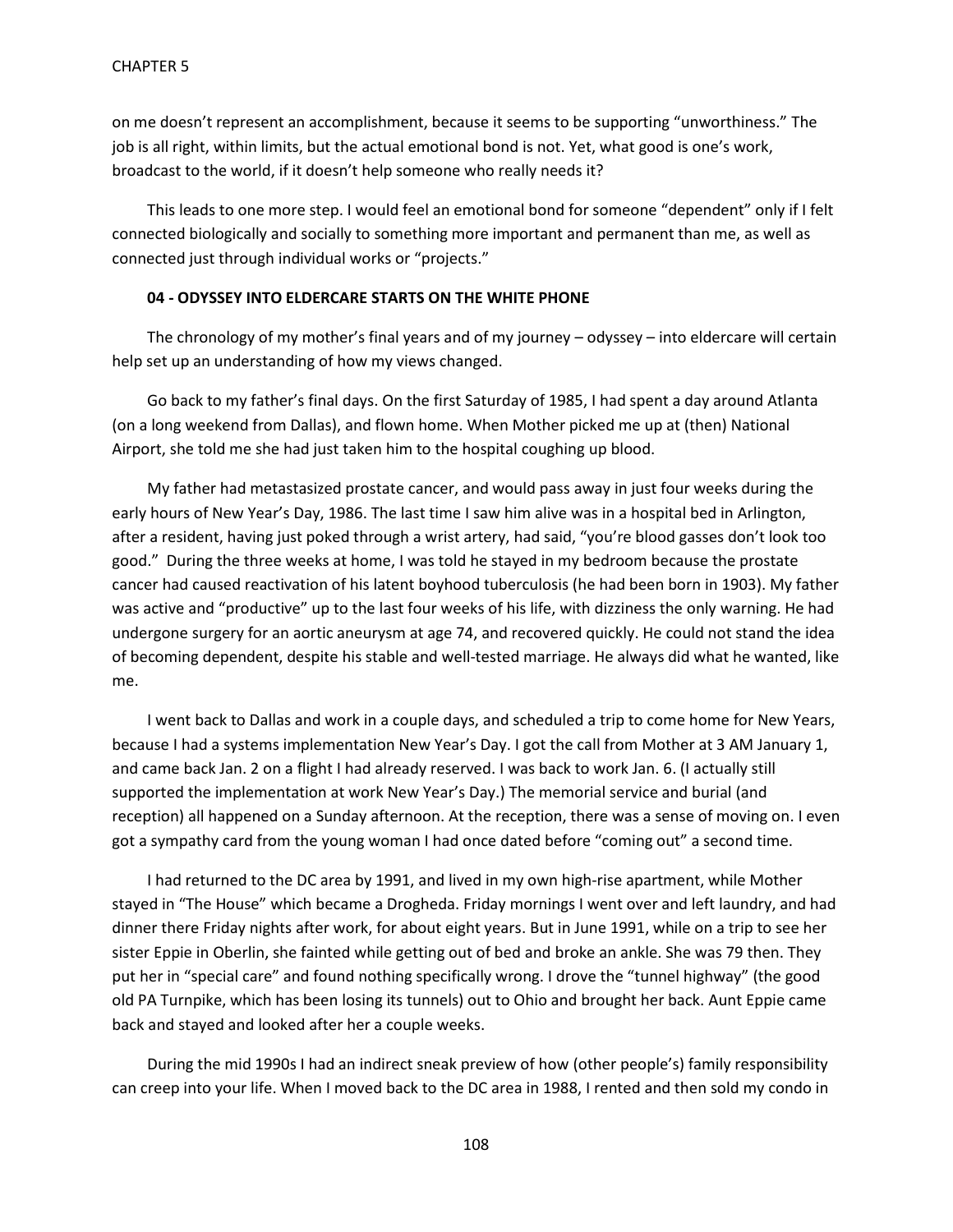on me doesn't represent an accomplishment, because it seems to be supporting "unworthiness." The job is all right, within limits, but the actual emotional bond is not. Yet, what good is one's work, broadcast to the world, if it doesn't help someone who really needs it?

This leads to one more step. I would feel an emotional bond for someone "dependent" only if I felt connected biologically and socially to something more important and permanent than me, as well as connected just through individual works or "projects."

**04 - ODYSSEY INTO ELDERCARE STARTS ON THE WHITE PHONE**

The chronology of my mother's final years and of my journey – odyssey – into eldercare will certain help set up an understanding of how my views changed.

Go back to my father's final days. On the first Saturday of 1985, I had spent a day around Atlanta (on a long weekend from Dallas), and flown home. When Mother picked me up at (then) National Airport, she told me she had just taken him to the hospital coughing up blood.

My father had metastasized prostate cancer, and would pass away in just four weeks during the early hours of New Year's Day, 1986. The last time I saw him alive was in a hospital bed in Arlington, after a resident, having just poked through a wrist artery, had said, "you're blood gasses don't look too good." During the three weeks at home, I was told he stayed in my bedroom because the prostate cancer had caused reactivation of his latent boyhood tuberculosis (he had been born in 1903). My father was active and "productive" up to the last four weeks of his life, with dizziness the only warning. He had undergone surgery for an aortic aneurysm at age 74, and recovered quickly. He could not stand the idea of becoming dependent, despite his stable and well-tested marriage. He always did what he wanted, like me.

I went back to Dallas and work in a couple days, and scheduled a trip to come home for New Years, because I had a systems implementation New Year's Day. I got the call from Mother at 3 AM January 1, and came back Jan. 2 on a flight I had already reserved. I was back to work Jan. 6. (I actually still supported the implementation at work New Year's Day.) The memorial service and burial (and reception) all happened on a Sunday afternoon. At the reception, there was a sense of moving on. I even got a sympathy card from the young woman I had once dated before "coming out" a second time.

I had returned to the DC area by 1991, and lived in my own high-rise apartment, while Mother stayed in "The House" which became a Drogheda. Friday mornings I went over and left laundry, and had dinner there Friday nights after work, for about eight years. But in June 1991, while on a trip to see her sister Eppie in Oberlin, she fainted while getting out of bed and broke an ankle. She was 79 then. They put her in "special care" and found nothing specifically wrong. I drove the "tunnel highway" (the good old PA Turnpike, which has been losing its tunnels) out to Ohio and brought her back. Aunt Eppie came back and stayed and looked after her a couple weeks.

During the mid 1990s I had an indirect sneak preview of how (other people's) family responsibility can creep into your life. When I moved back to the DC area in 1988, I rented and then sold my condo in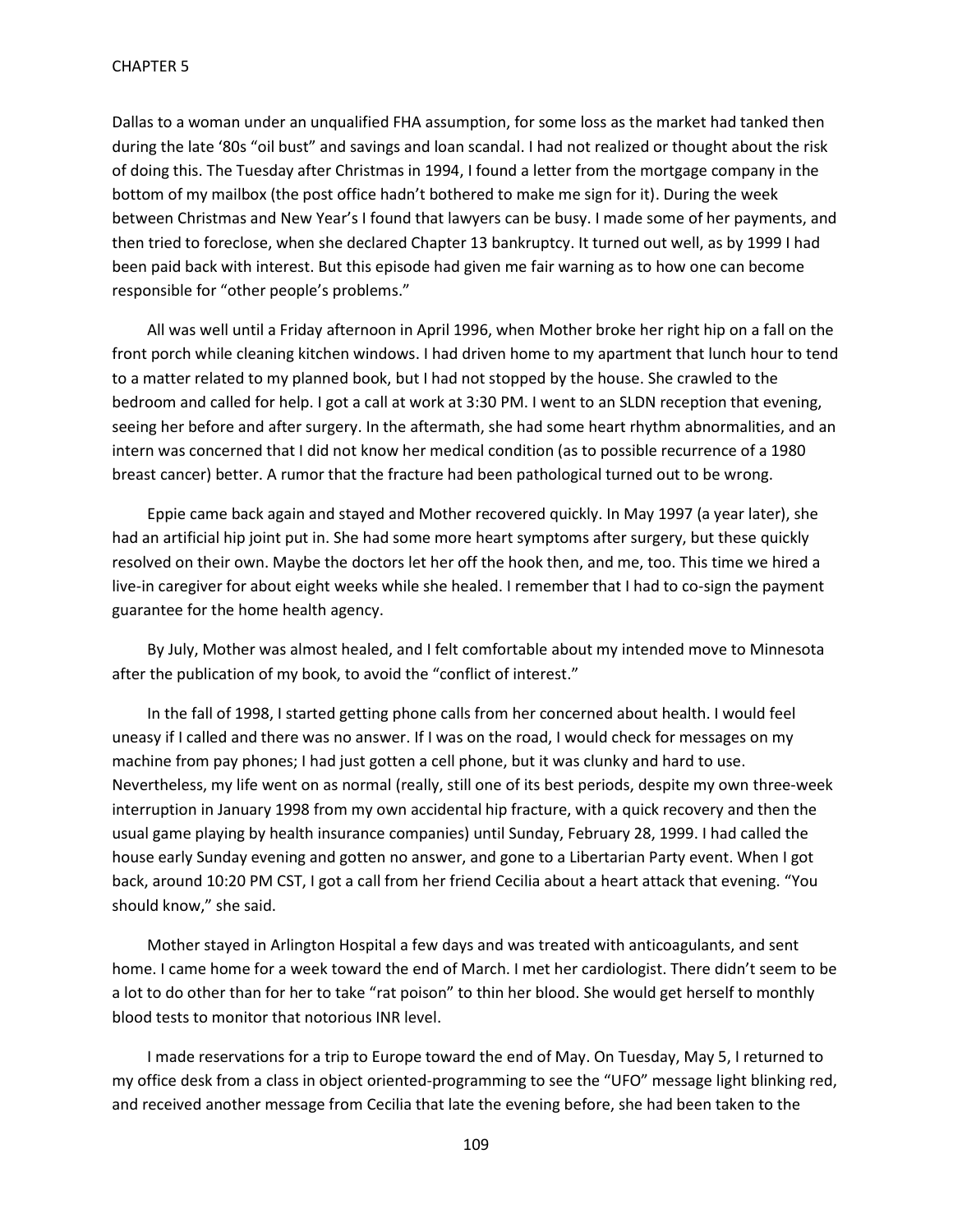Dallas to a woman under an unqualified FHA assumption, for some loss as the market had tanked then during the late '80s "oil bust" and savings and loan scandal. I had not realized or thought about the risk of doing this. The Tuesday after Christmas in 1994, I found a letter from the mortgage company in the bottom of my mailbox (the post office hadn't bothered to make me sign for it). During the week between Christmas and New Year's I found that lawyers can be busy. I made some of her payments, and then tried to foreclose, when she declared Chapter 13 bankruptcy. It turned out well, as by 1999 I had been paid back with interest. But this episode had given me fair warning as to how one can become responsible for "other people's problems."

All was well until a Friday afternoon in April 1996, when Mother broke her right hip on a fall on the front porch while cleaning kitchen windows. I had driven home to my apartment that lunch hour to tend to a matter related to my planned book, but I had not stopped by the house. She crawled to the bedroom and called for help. I got a call at work at 3:30 PM. I went to an SLDN reception that evening, seeing her before and after surgery. In the aftermath, she had some heart rhythm abnormalities, and an intern was concerned that I did not know her medical condition (as to possible recurrence of a 1980 breast cancer) better. A rumor that the fracture had been pathological turned out to be wrong.

Eppie came back again and stayed and Mother recovered quickly. In May 1997 (a year later), she had an artificial hip joint put in. She had some more heart symptoms after surgery, but these quickly resolved on their own. Maybe the doctors let her off the hook then, and me, too. This time we hired a live-in caregiver for about eight weeks while she healed. I remember that I had to co-sign the payment guarantee for the home health agency.

By July, Mother was almost healed, and I felt comfortable about my intended move to Minnesota after the publication of my book, to avoid the "conflict of interest."

In the fall of 1998, I started getting phone calls from her concerned about health. I would feel uneasy if I called and there was no answer. If I was on the road, I would check for messages on my machine from pay phones; I had just gotten a cell phone, but it was clunky and hard to use. Nevertheless, my life went on as normal (really, still one of its best periods, despite my own three-week interruption in January 1998 from my own accidental hip fracture, with a quick recovery and then the usual game playing by health insurance companies) until Sunday, February 28, 1999. I had called the house early Sunday evening and gotten no answer, and gone to a Libertarian Party event. When I got back, around 10:20 PM CST, I got a call from her friend Cecilia about a heart attack that evening. "You should know," she said.

Mother stayed in Arlington Hospital a few days and was treated with anticoagulants, and sent home. I came home for a week toward the end of March. I met her cardiologist. There didn't seem to be a lot to do other than for her to take "rat poison" to thin her blood. She would get herself to monthly blood tests to monitor that notorious INR level.

I made reservations for a trip to Europe toward the end of May. On Tuesday, May 5, I returned to my office desk from a class in object oriented-programming to see the "UFO" message light blinking red, and received another message from Cecilia that late the evening before, she had been taken to the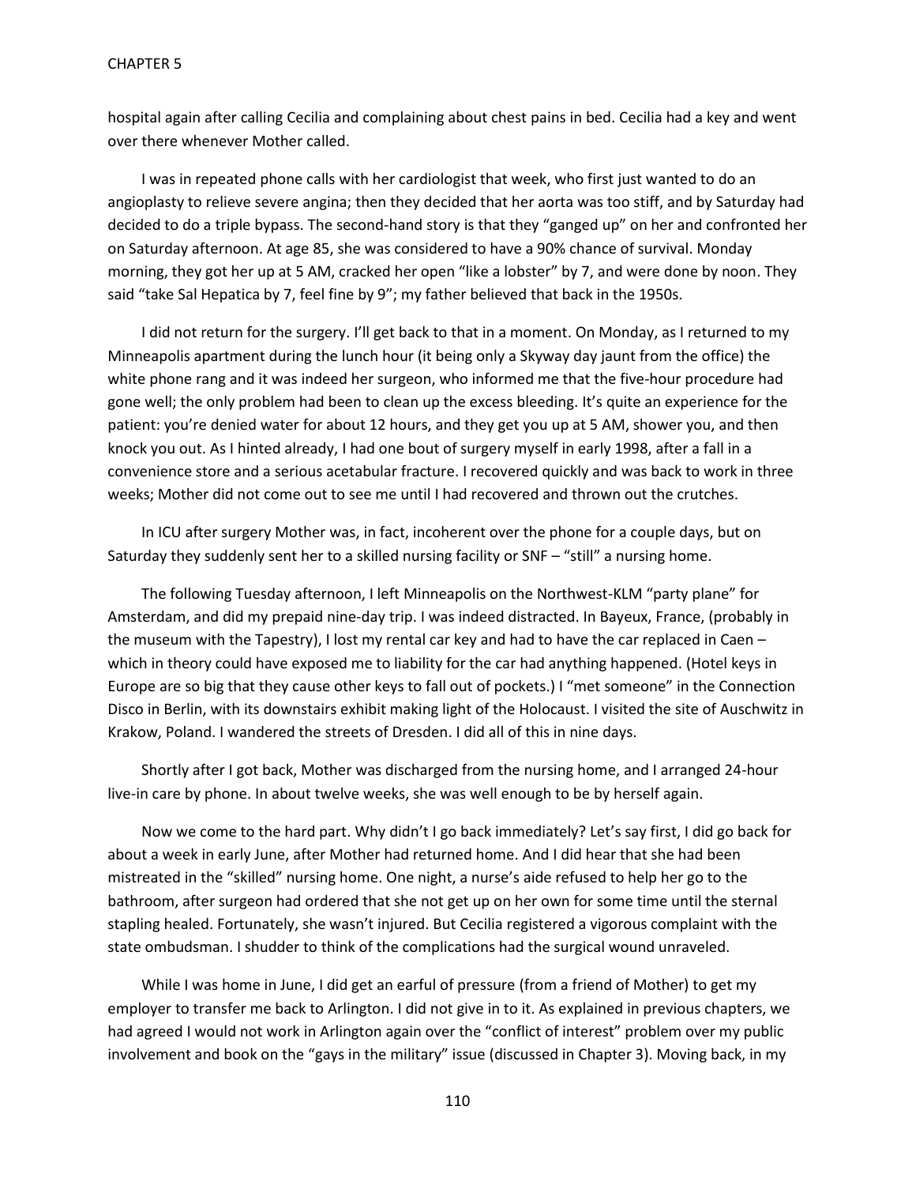hospital again after calling Cecilia and complaining about chest pains in bed. Cecilia had a key and went over there whenever Mother called.

I was in repeated phone calls with her cardiologist that week, who first just wanted to do an angioplasty to relieve severe angina; then they decided that her aorta was too stiff, and by Saturday had decided to do a triple bypass. The second-hand story is that they "ganged up" on her and confronted her on Saturday afternoon. At age 85, she was considered to have a 90% chance of survival. Monday morning, they got her up at 5 AM, cracked her open "like a lobster" by 7, and were done by noon. They said "take Sal Hepatica by 7, feel fine by 9"; my father believed that back in the 1950s.

I did not return for the surgery. I'll get back to that in a moment. On Monday, as I returned to my Minneapolis apartment during the lunch hour (it being only a Skyway day jaunt from the office) the white phone rang and it was indeed her surgeon, who informed me that the five-hour procedure had gone well; the only problem had been to clean up the excess bleeding. It's quite an experience for the patient: you're denied water for about 12 hours, and they get you up at 5 AM, shower you, and then knock you out. As I hinted already, I had one bout of surgery myself in early 1998, after a fall in a convenience store and a serious acetabular fracture. I recovered quickly and was back to work in three weeks; Mother did not come out to see me until I had recovered and thrown out the crutches.

In ICU after surgery Mother was, in fact, incoherent over the phone for a couple days, but on Saturday they suddenly sent her to a skilled nursing facility or SNF – "still" a nursing home.

The following Tuesday afternoon, I left Minneapolis on the Northwest-KLM "party plane" for Amsterdam, and did my prepaid nine-day trip. I was indeed distracted. In Bayeux, France, (probably in the museum with the Tapestry), I lost my rental car key and had to have the car replaced in Caen – which in theory could have exposed me to liability for the car had anything happened. (Hotel keys in Europe are so big that they cause other keys to fall out of pockets.) I "met someone" in the Connection Disco in Berlin, with its downstairs exhibit making light of the Holocaust. I visited the site of Auschwitz in Krakow, Poland. I wandered the streets of Dresden. I did all of this in nine days.

Shortly after I got back, Mother was discharged from the nursing home, and I arranged 24-hour live-in care by phone. In about twelve weeks, she was well enough to be by herself again.

Now we come to the hard part. Why didn't I go back immediately? Let's say first, I did go back for about a week in early June, after Mother had returned home. And I did hear that she had been mistreated in the "skilled" nursing home. One night, a nurse's aide refused to help her go to the bathroom, after surgeon had ordered that she not get up on her own for some time until the sternal stapling healed. Fortunately, she wasn't injured. But Cecilia registered a vigorous complaint with the state ombudsman. I shudder to think of the complications had the surgical wound unraveled.

While I was home in June, I did get an earful of pressure (from a friend of Mother) to get my employer to transfer me back to Arlington. I did not give in to it. As explained in previous chapters, we had agreed I would not work in Arlington again over the "conflict of interest" problem over my public involvement and book on the "gays in the military" issue (discussed in Chapter 3). Moving back, in my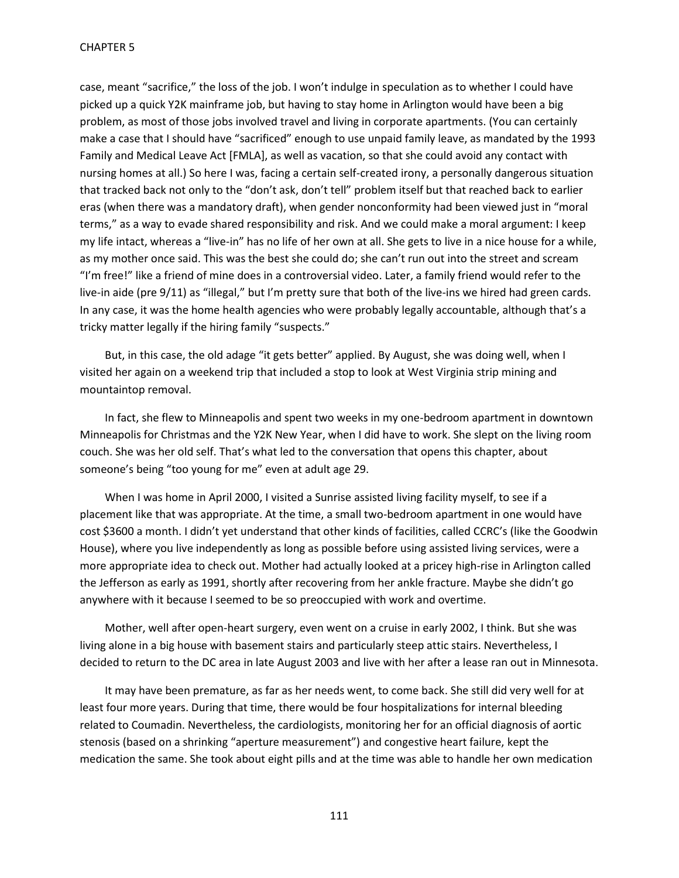case, meant "sacrifice," the loss of the job. I won't indulge in speculation as to whether I could have picked up a quick Y2K mainframe job, but having to stay home in Arlington would have been a big problem, as most of those jobs involved travel and living in corporate apartments. (You can certainly make a case that I should have "sacrificed" enough to use unpaid family leave, as mandated by the 1993 Family and Medical Leave Act [FMLA], as well as vacation, so that she could avoid any contact with nursing homes at all.) So here I was, facing a certain self-created irony, a personally dangerous situation that tracked back not only to the "don't ask, don't tell" problem itself but that reached back to earlier eras (when there was a mandatory draft), when gender nonconformity had been viewed just in "moral terms," as a way to evade shared responsibility and risk. And we could make a moral argument: I keep my life intact, whereas a "live-in" has no life of her own at all. She gets to live in a nice house for a while, as my mother once said. This was the best she could do; she can't run out into the street and scream "I'm free!" like a friend of mine does in a controversial video. Later, a family friend would refer to the live-in aide (pre 9/11) as "illegal," but I'm pretty sure that both of the live-ins we hired had green cards. In any case, it was the home health agencies who were probably legally accountable, although that's a tricky matter legally if the hiring family "suspects."

But, in this case, the old adage "it gets better" applied. By August, she was doing well, when I visited her again on a weekend trip that included a stop to look at West Virginia strip mining and mountaintop removal.

In fact, she flew to Minneapolis and spent two weeks in my one-bedroom apartment in downtown Minneapolis for Christmas and the Y2K New Year, when I did have to work. She slept on the living room couch. She was her old self. That's what led to the conversation that opens this chapter, about someone's being "too young for me" even at adult age 29.

When I was home in April 2000, I visited a Sunrise assisted living facility myself, to see if a placement like that was appropriate. At the time, a small two-bedroom apartment in one would have cost $3600 a month. I didn't yet understand that other kinds of facilities, called CCRC's (like the Goodwin House), where you live independently as long as possible before using assisted living services, were a more appropriate idea to check out. Mother had actually looked at a pricey high-rise in Arlington called the Jefferson as early as 1991, shortly after recovering from her ankle fracture. Maybe she didn't go anywhere with it because I seemed to be so preoccupied with work and overtime.

Mother, well after open-heart surgery, even went on a cruise in early 2002, I think. But she was living alone in a big house with basement stairs and particularly steep attic stairs. Nevertheless, I decided to return to the DC area in late August 2003 and live with her after a lease ran out in Minnesota.

It may have been premature, as far as her needs went, to come back. She still did very well for at least four more years. During that time, there would be four hospitalizations for internal bleeding related to Coumadin. Nevertheless, the cardiologists, monitoring her for an official diagnosis of aortic stenosis (based on a shrinking "aperture measurement") and congestive heart failure, kept the medication the same. She took about eight pills and at the time was able to handle her own medication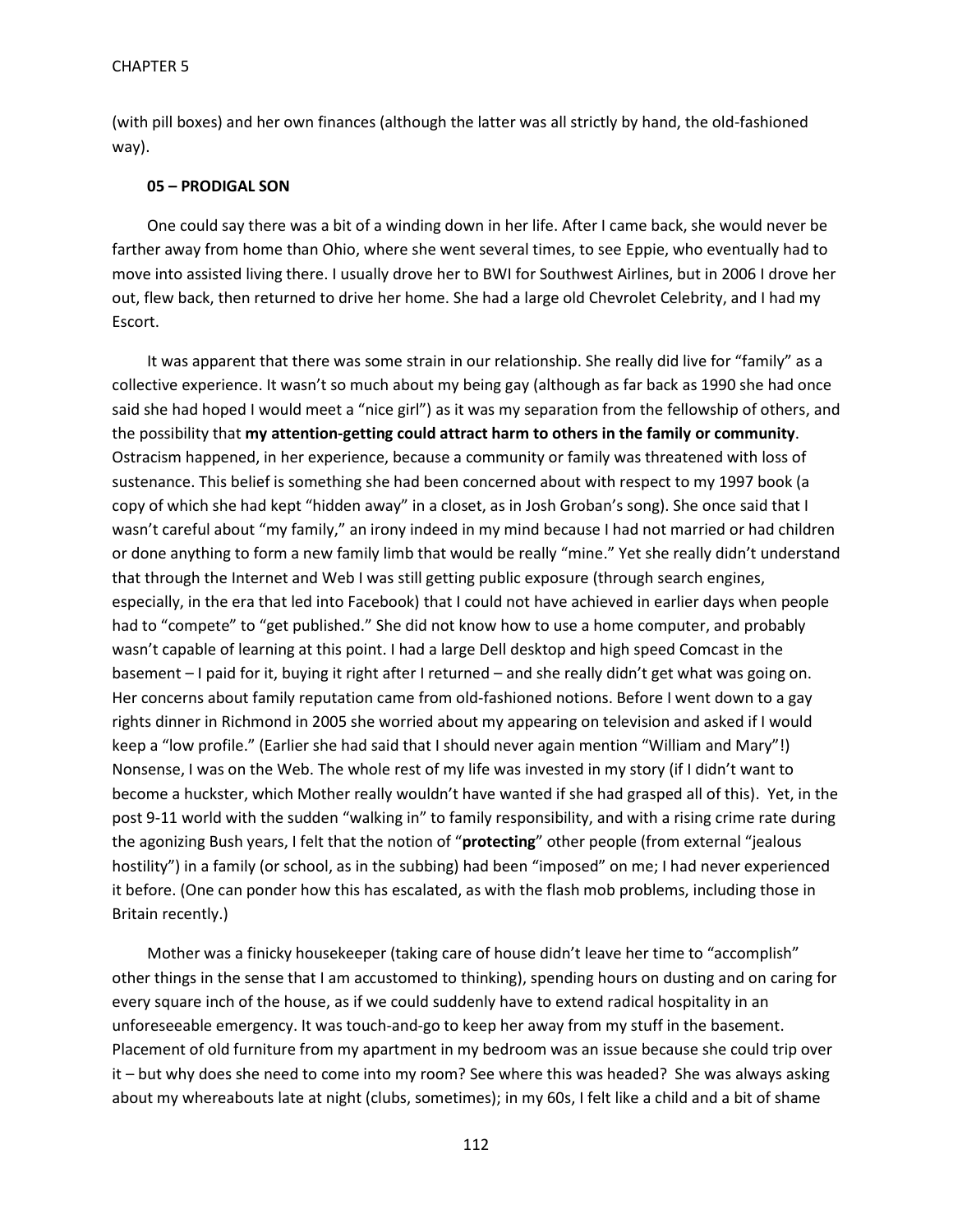(with pill boxes) and her own finances (although the latter was all strictly by hand, the old-fashioned way).

**05 – PRODIGAL SON**

One could say there was a bit of a winding down in her life. After I came back, she would never be farther away from home than Ohio, where she went several times, to see Eppie, who eventually had to move into assisted living there. I usually drove her to BWI for Southwest Airlines, but in 2006 I drove her out, flew back, then returned to drive her home. She had a large old Chevrolet Celebrity, and I had my Escort.

It was apparent that there was some strain in our relationship. She really did live for "family" as a collective experience. It wasn't so much about my being gay (although as far back as 1990 she had once said she had hoped I would meet a "nice girl") as it was my separation from the fellowship of others, and the possibility that **my attention-getting could attract harm to others in the family or community**. Ostracism happened, in her experience, because a community or family was threatened with loss of sustenance. This belief is something she had been concerned about with respect to my 1997 book (a copy of which she had kept "hidden away" in a closet, as in Josh Groban's song). She once said that I wasn't careful about "my family," an irony indeed in my mind because I had not married or had children or done anything to form a new family limb that would be really "mine." Yet she really didn't understand that through the Internet and Web I was still getting public exposure (through search engines, especially, in the era that led into Facebook) that I could not have achieved in earlier days when people had to "compete" to "get published." She did not know how to use a home computer, and probably wasn't capable of learning at this point. I had a large Dell desktop and high speed Comcast in the basement – I paid for it, buying it right after I returned – and she really didn't get what was going on. Her concerns about family reputation came from old-fashioned notions. Before I went down to a gay rights dinner in Richmond in 2005 she worried about my appearing on television and asked if I would keep a "low profile." (Earlier she had said that I should never again mention "William and Mary"!) Nonsense, I was on the Web. The whole rest of my life was invested in my story (if I didn't want to become a huckster, which Mother really wouldn't have wanted if she had grasped all of this). Yet, in the post 9-11 world with the sudden "walking in" to family responsibility, and with a rising crime rate during the agonizing Bush years, I felt that the notion of "**protecting**" other people (from external "jealous hostility") in a family (or school, as in the subbing) had been "imposed" on me; I had never experienced it before. (One can ponder how this has escalated, as with the flash mob problems, including those in Britain recently.)

Mother was a finicky housekeeper (taking care of house didn't leave her time to "accomplish" other things in the sense that I am accustomed to thinking), spending hours on dusting and on caring for every square inch of the house, as if we could suddenly have to extend radical hospitality in an unforeseeable emergency. It was touch-and-go to keep her away from my stuff in the basement. Placement of old furniture from my apartment in my bedroom was an issue because she could trip over it – but why does she need to come into my room? See where this was headed? She was always asking about my whereabouts late at night (clubs, sometimes); in my 60s, I felt like a child and a bit of shame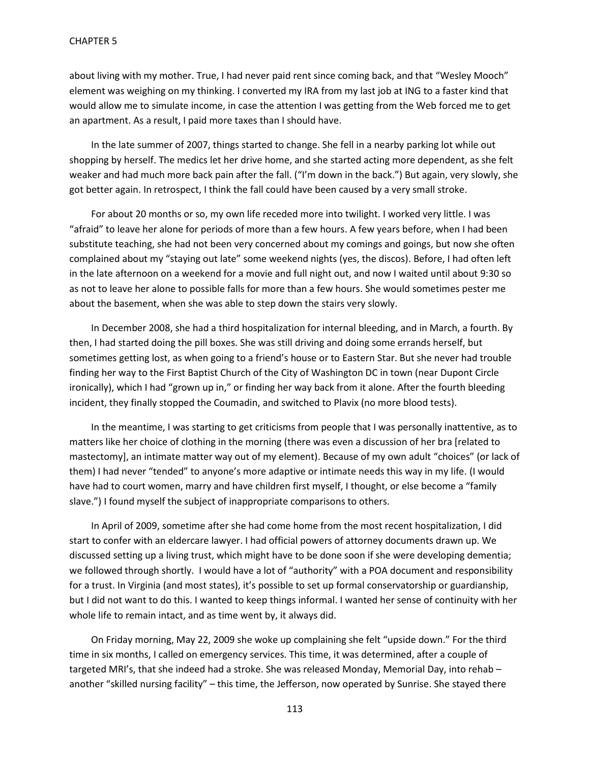about living with my mother. True, I had never paid rent since coming back, and that "Wesley Mooch" element was weighing on my thinking. I converted my IRA from my last job at ING to a faster kind that would allow me to simulate income, in case the attention I was getting from the Web forced me to get an apartment. As a result, I paid more taxes than I should have.

In the late summer of 2007, things started to change. She fell in a nearby parking lot while out shopping by herself. The medics let her drive home, and she started acting more dependent, as she felt weaker and had much more back pain after the fall. ("I'm down in the back.") But again, very slowly, she got better again. In retrospect, I think the fall could have been caused by a very small stroke.

For about 20 months or so, my own life receded more into twilight. I worked very little. I was "afraid" to leave her alone for periods of more than a few hours. A few years before, when I had been substitute teaching, she had not been very concerned about my comings and goings, but now she often complained about my "staying out late" some weekend nights (yes, the discos). Before, I had often left in the late afternoon on a weekend for a movie and full night out, and now I waited until about 9:30 so as not to leave her alone to possible falls for more than a few hours. She would sometimes pester me about the basement, when she was able to step down the stairs very slowly.

In December 2008, she had a third hospitalization for internal bleeding, and in March, a fourth. By then, I had started doing the pill boxes. She was still driving and doing some errands herself, but sometimes getting lost, as when going to a friend's house or to Eastern Star. But she never had trouble finding her way to the First Baptist Church of the City of Washington DC in town (near Dupont Circle ironically), which I had "grown up in," or finding her way back from it alone. After the fourth bleeding incident, they finally stopped the Coumadin, and switched to Plavix (no more blood tests).

In the meantime, I was starting to get criticisms from people that I was personally inattentive, as to matters like her choice of clothing in the morning (there was even a discussion of her bra [related to mastectomy], an intimate matter way out of my element). Because of my own adult "choices" (or lack of them) I had never "tended" to anyone's more adaptive or intimate needs this way in my life. (I would have had to court women, marry and have children first myself, I thought, or else become a "family slave.") I found myself the subject of inappropriate comparisons to others.

In April of 2009, sometime after she had come home from the most recent hospitalization, I did start to confer with an eldercare lawyer. I had official powers of attorney documents drawn up. We discussed setting up a living trust, which might have to be done soon if she were developing dementia; we followed through shortly. I would have a lot of "authority" with a POA document and responsibility for a trust. In Virginia (and most states), it's possible to set up formal conservatorship or guardianship, but I did not want to do this. I wanted to keep things informal. I wanted her sense of continuity with her whole life to remain intact, and as time went by, it always did.

On Friday morning, May 22, 2009 she woke up complaining she felt "upside down." For the third time in six months, I called on emergency services. This time, it was determined, after a couple of targeted MRI's, that she indeed had a stroke. She was released Monday, Memorial Day, into rehab – another "skilled nursing facility" – this time, the Jefferson, now operated by Sunrise. She stayed there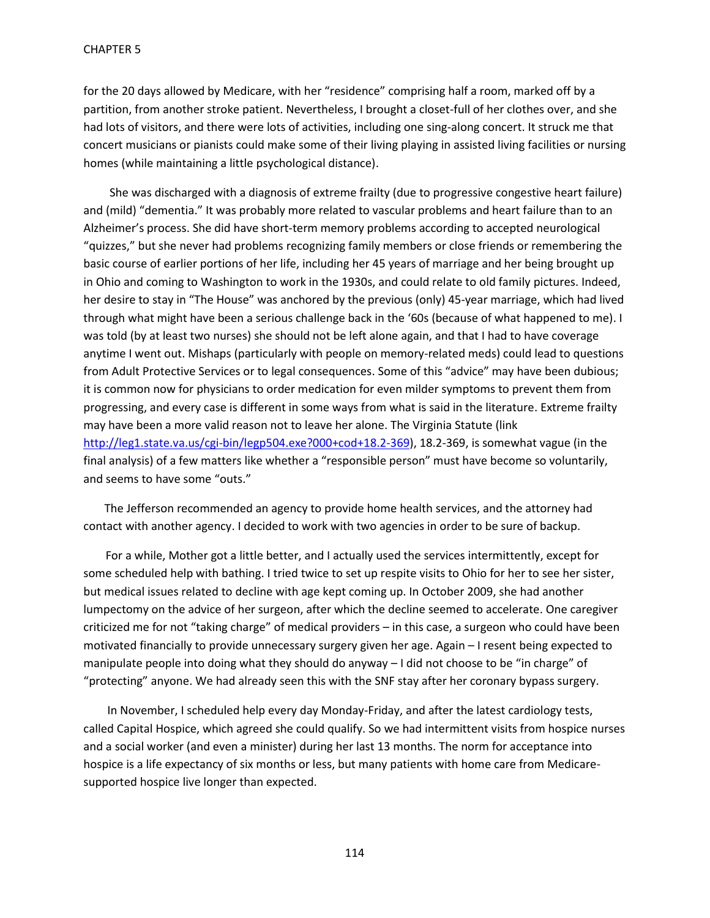for the 20 days allowed by Medicare, with her "residence" comprising half a room, marked off by a partition, from another stroke patient. Nevertheless, I brought a closet-full of her clothes over, and she had lots of visitors, and there were lots of activities, including one sing-along concert. It struck me that concert musicians or pianists could make some of their living playing in assisted living facilities or nursing homes (while maintaining a little psychological distance).

She was discharged with a diagnosis of extreme frailty (due to progressive congestive heart failure) and (mild) "dementia." It was probably more related to vascular problems and heart failure than to an Alzheimer's process. She did have short-term memory problems according to accepted neurological "quizzes," but she never had problems recognizing family members or close friends or remembering the basic course of earlier portions of her life, including her 45 years of marriage and her being brought up in Ohio and coming to Washington to work in the 1930s, and could relate to old family pictures. Indeed, her desire to stay in "The House" was anchored by the previous (only) 45-year marriage, which had lived through what might have been a serious challenge back in the '60s (because of what happened to me). I was told (by at least two nurses) she should not be left alone again, and that I had to have coverage anytime I went out. Mishaps (particularly with people on memory-related meds) could lead to questions from Adult Protective Services or to legal consequences. Some of this "advice" may have been dubious; it is common now for physicians to order medication for even milder symptoms to prevent them from progressing, and every case is different in some ways from what is said in the literature. Extreme frailty may have been a more valid reason not to leave her alone. The Virginia Statute (link [http://leg1.state.va.us/cgi-bin/legp504.exe?000+cod+18.2-369](http://leg1.state.va.us/cgi-bin/legp504.exe?000+cod+18.2-369)), 18.2-369, is somewhat vague (in the final analysis) of a few matters like whether a "responsible person" must have become so voluntarily, and seems to have some "outs."

The Jefferson recommended an agency to provide home health services, and the attorney had contact with another agency. I decided to work with two agencies in order to be sure of backup.

For a while, Mother got a little better, and I actually used the services intermittently, except for some scheduled help with bathing. I tried twice to set up respite visits to Ohio for her to see her sister, but medical issues related to decline with age kept coming up. In October 2009, she had another lumpectomy on the advice of her surgeon, after which the decline seemed to accelerate. One caregiver criticized me for not "taking charge" of medical providers – in this case, a surgeon who could have been motivated financially to provide unnecessary surgery given her age. Again – I resent being expected to manipulate people into doing what they should do anyway – I did not choose to be "in charge" of "protecting" anyone. We had already seen this with the SNF stay after her coronary bypass surgery.

In November, I scheduled help every day Monday-Friday, and after the latest cardiology tests, called Capital Hospice, which agreed she could qualify. So we had intermittent visits from hospice nurses and a social worker (and even a minister) during her last 13 months. The norm for acceptance into hospice is a life expectancy of six months or less, but many patients with home care from Medicare-supported hospice live longer than expected.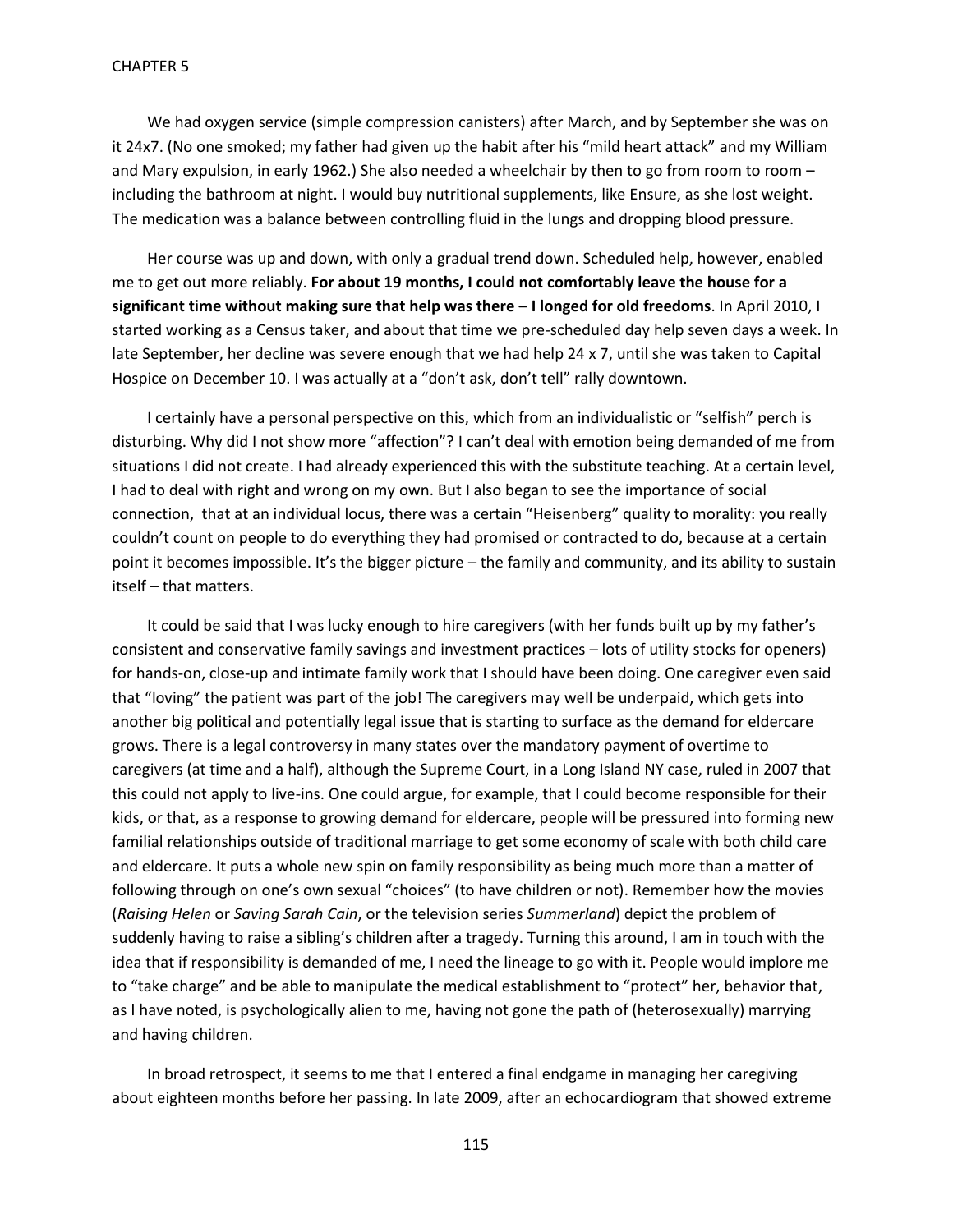We had oxygen service (simple compression canisters) after March, and by September she was on it 24x7. (No one smoked; my father had given up the habit after his "mild heart attack" and my William and Mary expulsion, in early 1962.) She also needed a wheelchair by then to go from room to room – including the bathroom at night. I would buy nutritional supplements, like Ensure, as she lost weight. The medication was a balance between controlling fluid in the lungs and dropping blood pressure.

Her course was up and down, with only a gradual trend down. Scheduled help, however, enabled me to get out more reliably. **For about 19 months, I could not comfortably leave the house for a significant time without making sure that help was there – I longed for old freedoms**. In April 2010, I started working as a Census taker, and about that time we pre-scheduled day help seven days a week. In late September, her decline was severe enough that we had help 24 x 7, until she was taken to Capital Hospice on December 10. I was actually at a "don't ask, don't tell" rally downtown.

I certainly have a personal perspective on this, which from an individualistic or "selfish" perch is disturbing. Why did I not show more "affection"? I can't deal with emotion being demanded of me from situations I did not create. I had already experienced this with the substitute teaching. At a certain level, I had to deal with right and wrong on my own. But I also began to see the importance of social connection, that at an individual locus, there was a certain "Heisenberg" quality to morality: you really couldn't count on people to do everything they had promised or contracted to do, because at a certain point it becomes impossible. It's the bigger picture – the family and community, and its ability to sustain itself – that matters.

It could be said that I was lucky enough to hire caregivers (with her funds built up by my father's consistent and conservative family savings and investment practices – lots of utility stocks for openers) for hands-on, close-up and intimate family work that I should have been doing. One caregiver even said that "loving" the patient was part of the job! The caregivers may well be underpaid, which gets into another big political and potentially legal issue that is starting to surface as the demand for eldercare grows. There is a legal controversy in many states over the mandatory payment of overtime to caregivers (at time and a half), although the Supreme Court, in a Long Island NY case, ruled in 2007 that this could not apply to live-ins. One could argue, for example, that I could become responsible for their kids, or that, as a response to growing demand for eldercare, people will be pressured into forming new familial relationships outside of traditional marriage to get some economy of scale with both child care and eldercare. It puts a whole new spin on family responsibility as being much more than a matter of following through on one's own sexual "choices" (to have children or not). Remember how the movies (*Raising Helen* or *Saving Sarah Cain*, or the television series *Summerland*) depict the problem of suddenly having to raise a sibling's children after a tragedy. Turning this around, I am in touch with the idea that if responsibility is demanded of me, I need the lineage to go with it. People would implore me to "take charge" and be able to manipulate the medical establishment to "protect" her, behavior that, as I have noted, is psychologically alien to me, having not gone the path of (heterosexually) marrying and having children.

In broad retrospect, it seems to me that I entered a final endgame in managing her caregiving about eighteen months before her passing. In late 2009, after an echocardiogram that showed extreme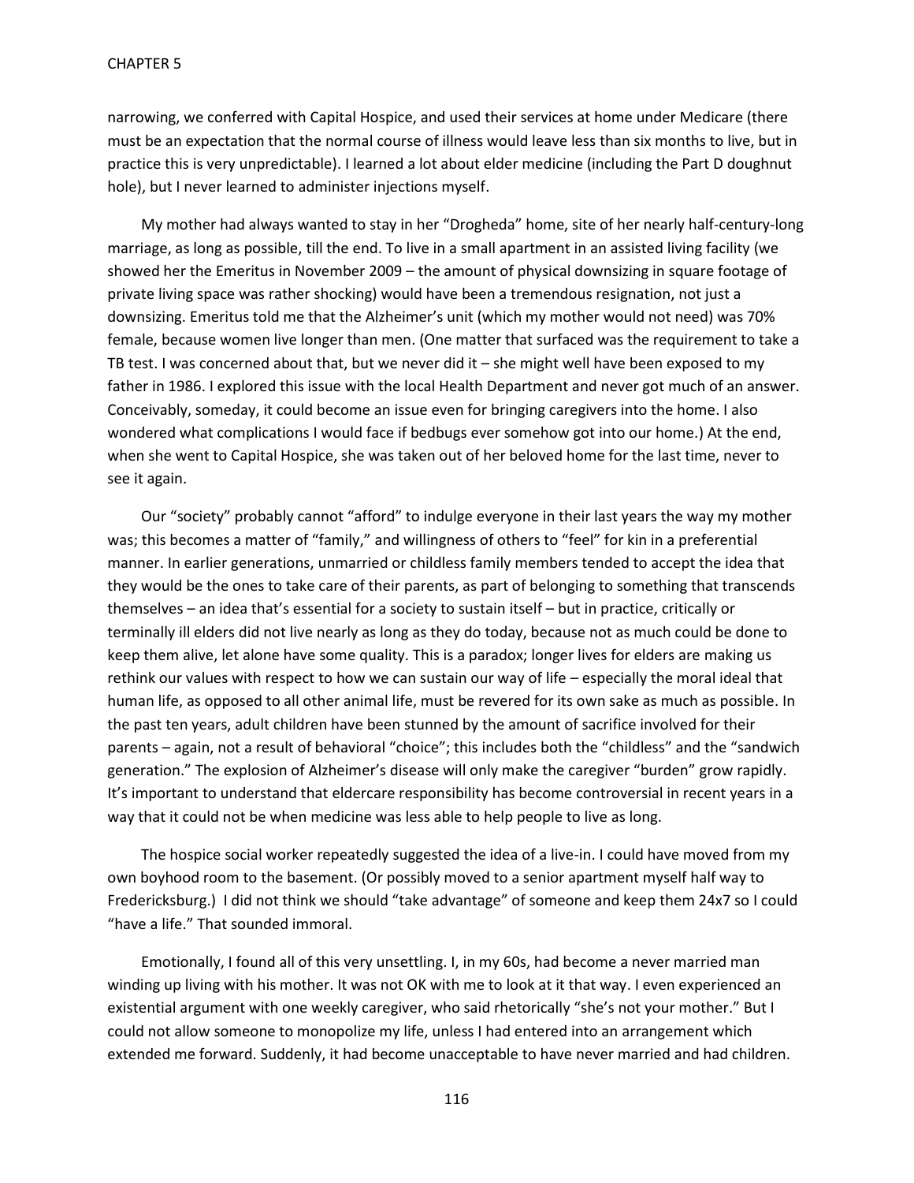narrowing, we conferred with Capital Hospice, and used their services at home under Medicare (there must be an expectation that the normal course of illness would leave less than six months to live, but in practice this is very unpredictable). I learned a lot about elder medicine (including the Part D doughnut hole), but I never learned to administer injections myself.

My mother had always wanted to stay in her "Drogheda" home, site of her nearly half-century-long marriage, as long as possible, till the end. To live in a small apartment in an assisted living facility (we showed her the Emeritus in November 2009 – the amount of physical downsizing in square footage of private living space was rather shocking) would have been a tremendous resignation, not just a downsizing. Emeritus told me that the Alzheimer's unit (which my mother would not need) was 70% female, because women live longer than men. (One matter that surfaced was the requirement to take a TB test. I was concerned about that, but we never did it – she might well have been exposed to my father in 1986. I explored this issue with the local Health Department and never got much of an answer. Conceivably, someday, it could become an issue even for bringing caregivers into the home. I also wondered what complications I would face if bedbugs ever somehow got into our home.) At the end, when she went to Capital Hospice, she was taken out of her beloved home for the last time, never to see it again.

Our "society" probably cannot "afford" to indulge everyone in their last years the way my mother was; this becomes a matter of "family," and willingness of others to "feel" for kin in a preferential manner. In earlier generations, unmarried or childless family members tended to accept the idea that they would be the ones to take care of their parents, as part of belonging to something that transcends themselves – an idea that's essential for a society to sustain itself – but in practice, critically or terminally ill elders did not live nearly as long as they do today, because not as much could be done to keep them alive, let alone have some quality. This is a paradox; longer lives for elders are making us rethink our values with respect to how we can sustain our way of life – especially the moral ideal that human life, as opposed to all other animal life, must be revered for its own sake as much as possible. In the past ten years, adult children have been stunned by the amount of sacrifice involved for their parents – again, not a result of behavioral "choice"; this includes both the "childless" and the "sandwich generation." The explosion of Alzheimer's disease will only make the caregiver "burden" grow rapidly. It's important to understand that eldercare responsibility has become controversial in recent years in a way that it could not be when medicine was less able to help people to live as long.

The hospice social worker repeatedly suggested the idea of a live-in. I could have moved from my own boyhood room to the basement. (Or possibly moved to a senior apartment myself half way to Fredericksburg.) I did not think we should "take advantage" of someone and keep them 24x7 so I could "have a life." That sounded immoral.

Emotionally, I found all of this very unsettling. I, in my 60s, had become a never married man winding up living with his mother. It was not OK with me to look at it that way. I even experienced an existential argument with one weekly caregiver, who said rhetorically "she's not your mother." But I could not allow someone to monopolize my life, unless I had entered into an arrangement which extended me forward. Suddenly, it had become unacceptable to have never married and had children.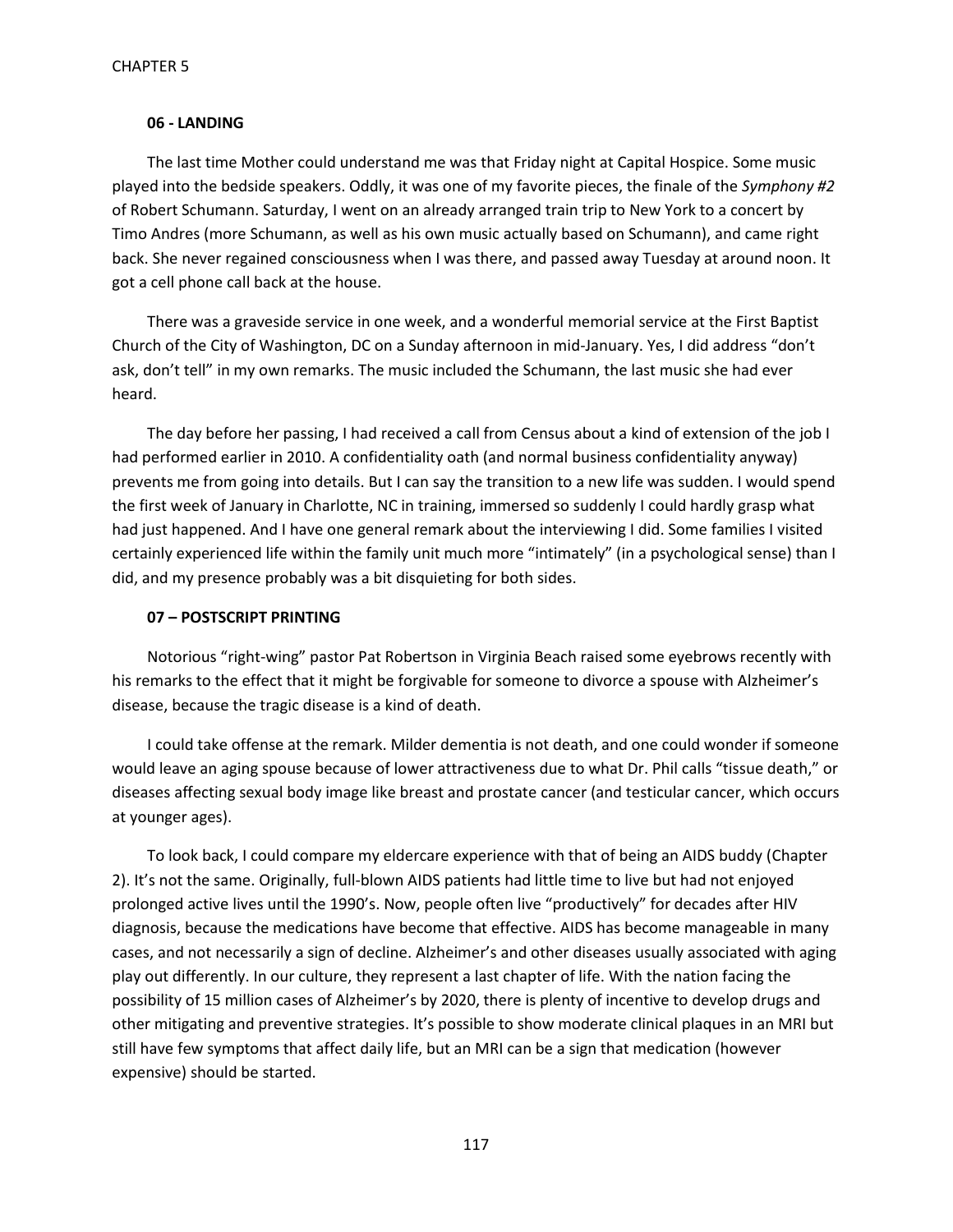#### 06 - LANDING

The last time Mother could understand me was that Friday night at Capital Hospice. Some music played into the bedside speakers. Oddly, it was one of my favorite pieces, the finale of the *Symphony #2* of Robert Schumann. Saturday, I went on an already arranged train trip to New York to a concert by Timo Andres (more Schumann, as well as his own music actually based on Schumann), and came right back. She never regained consciousness when I was there, and passed away Tuesday at around noon. It got a cell phone call back at the house.

There was a graveside service in one week, and a wonderful memorial service at the First Baptist Church of the City of Washington, DC on a Sunday afternoon in mid-January. Yes, I did address "don't ask, don't tell" in my own remarks. The music included the Schumann, the last music she had ever heard.

The day before her passing, I had received a call from Census about a kind of extension of the job I had performed earlier in 2010. A confidentiality oath (and normal business confidentiality anyway) prevents me from going into details. But I can say the transition to a new life was sudden. I would spend the first week of January in Charlotte, NC in training, immersed so suddenly I could hardly grasp what had just happened. And I have one general remark about the interviewing I did. Some families I visited certainly experienced life within the family unit much more "intimately" (in a psychological sense) than I did, and my presence probably was a bit disquieting for both sides.

#### 07 – POSTSCRIPT PRINTING

Notorious "right-wing" pastor Pat Robertson in Virginia Beach raised some eyebrows recently with his remarks to the effect that it might be forgivable for someone to divorce a spouse with Alzheimer's disease, because the tragic disease is a kind of death.

I could take offense at the remark. Milder dementia is not death, and one could wonder if someone would leave an aging spouse because of lower attractiveness due to what Dr. Phil calls "tissue death," or diseases affecting sexual body image like breast and prostate cancer (and testicular cancer, which occurs at younger ages).

To look back, I could compare my eldercare experience with that of being an AIDS buddy (Chapter 2). It's not the same. Originally, full-blown AIDS patients had little time to live but had not enjoyed prolonged active lives until the 1990's. Now, people often live "productively" for decades after HIV diagnosis, because the medications have become that effective. AIDS has become manageable in many cases, and not necessarily a sign of decline. Alzheimer's and other diseases usually associated with aging play out differently. In our culture, they represent a last chapter of life. With the nation facing the possibility of 15 million cases of Alzheimer's by 2020, there is plenty of incentive to develop drugs and other mitigating and preventive strategies. It's possible to show moderate clinical plaques in an MRI but still have few symptoms that affect daily life, but an MRI can be a sign that medication (however expensive) should be started.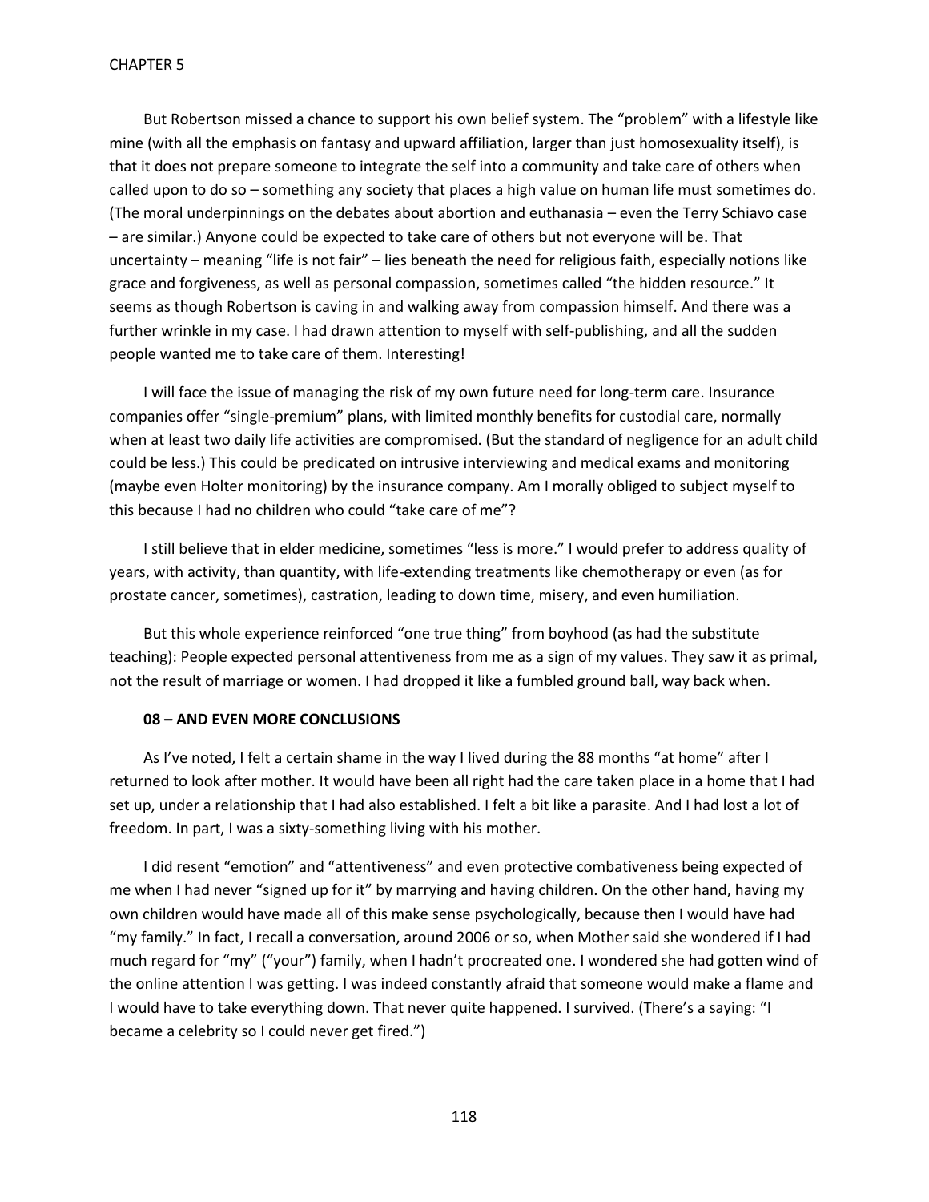But Robertson missed a chance to support his own belief system. The "problem" with a lifestyle like mine (with all the emphasis on fantasy and upward affiliation, larger than just homosexuality itself), is that it does not prepare someone to integrate the self into a community and take care of others when called upon to do so – something any society that places a high value on human life must sometimes do. (The moral underpinnings on the debates about abortion and euthanasia – even the Terry Schiavo case – are similar.) Anyone could be expected to take care of others but not everyone will be. That uncertainty – meaning "life is not fair" – lies beneath the need for religious faith, especially notions like grace and forgiveness, as well as personal compassion, sometimes called "the hidden resource." It seems as though Robertson is caving in and walking away from compassion himself. And there was a further wrinkle in my case. I had drawn attention to myself with self-publishing, and all the sudden people wanted me to take care of them. Interesting!

I will face the issue of managing the risk of my own future need for long-term care. Insurance companies offer "single-premium" plans, with limited monthly benefits for custodial care, normally when at least two daily life activities are compromised. (But the standard of negligence for an adult child could be less.) This could be predicated on intrusive interviewing and medical exams and monitoring (maybe even Holter monitoring) by the insurance company. Am I morally obliged to subject myself to this because I had no children who could "take care of me"?

I still believe that in elder medicine, sometimes "less is more." I would prefer to address quality of years, with activity, than quantity, with life-extending treatments like chemotherapy or even (as for prostate cancer, sometimes), castration, leading to down time, misery, and even humiliation.

But this whole experience reinforced "one true thing" from boyhood (as had the substitute teaching): People expected personal attentiveness from me as a sign of my values. They saw it as primal, not the result of marriage or women. I had dropped it like a fumbled ground ball, way back when.

**08 – AND EVEN MORE CONCLUSIONS**

As I've noted, I felt a certain shame in the way I lived during the 88 months "at home" after I returned to look after mother. It would have been all right had the care taken place in a home that I had set up, under a relationship that I had also established. I felt a bit like a parasite. And I had lost a lot of freedom. In part, I was a sixty-something living with his mother.

I did resent "emotion" and "attentiveness" and even protective combativeness being expected of me when I had never "signed up for it" by marrying and having children. On the other hand, having my own children would have made all of this make sense psychologically, because then I would have had "my family." In fact, I recall a conversation, around 2006 or so, when Mother said she wondered if I had much regard for "my" ("your") family, when I hadn't procreated one. I wondered she had gotten wind of the online attention I was getting. I was indeed constantly afraid that someone would make a flame and I would have to take everything down. That never quite happened. I survived. (There's a saying: "I became a celebrity so I could never get fired.")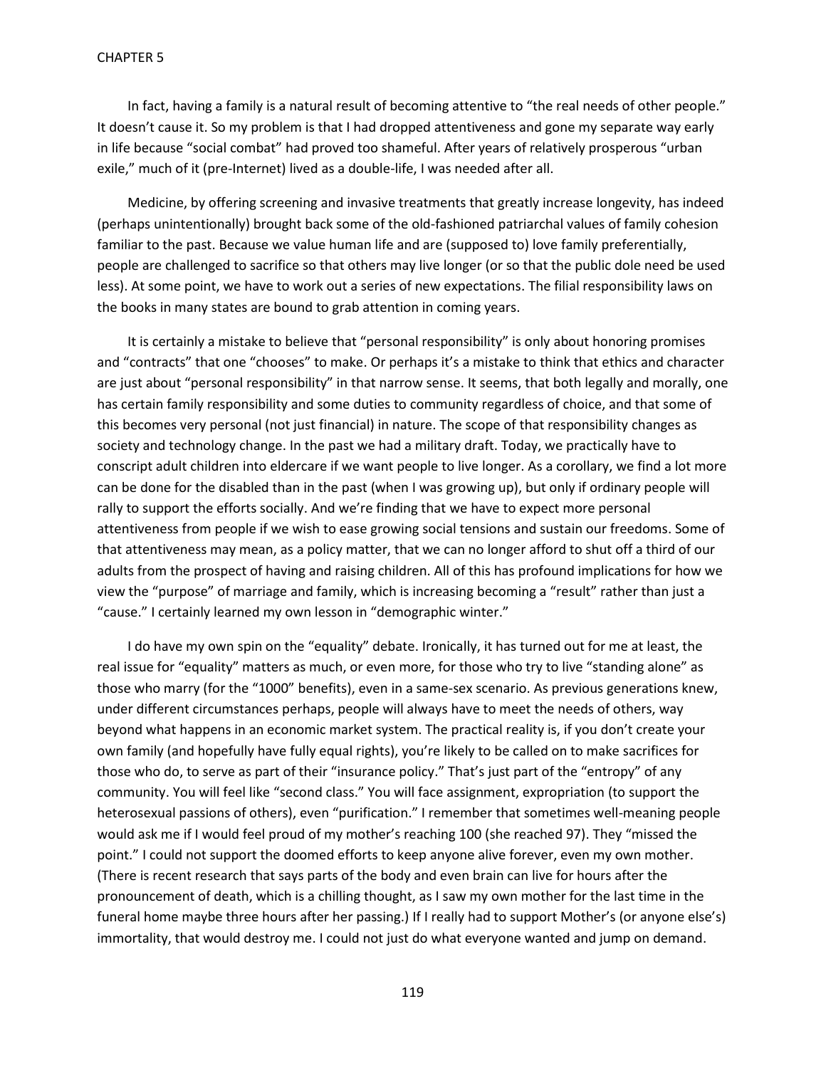In fact, having a family is a natural result of becoming attentive to "the real needs of other people." It doesn't cause it. So my problem is that I had dropped attentiveness and gone my separate way early in life because "social combat" had proved too shameful. After years of relatively prosperous "urban exile," much of it (pre-Internet) lived as a double-life, I was needed after all.

Medicine, by offering screening and invasive treatments that greatly increase longevity, has indeed (perhaps unintentionally) brought back some of the old-fashioned patriarchal values of family cohesion familiar to the past. Because we value human life and are (supposed to) love family preferentially, people are challenged to sacrifice so that others may live longer (or so that the public dole need be used less). At some point, we have to work out a series of new expectations. The filial responsibility laws on the books in many states are bound to grab attention in coming years.

It is certainly a mistake to believe that "personal responsibility" is only about honoring promises and "contracts" that one "chooses" to make. Or perhaps it's a mistake to think that ethics and character are just about "personal responsibility" in that narrow sense. It seems, that both legally and morally, one has certain family responsibility and some duties to community regardless of choice, and that some of this becomes very personal (not just financial) in nature. The scope of that responsibility changes as society and technology change. In the past we had a military draft. Today, we practically have to conscript adult children into eldercare if we want people to live longer. As a corollary, we find a lot more can be done for the disabled than in the past (when I was growing up), but only if ordinary people will rally to support the efforts socially. And we're finding that we have to expect more personal attentiveness from people if we wish to ease growing social tensions and sustain our freedoms. Some of that attentiveness may mean, as a policy matter, that we can no longer afford to shut off a third of our adults from the prospect of having and raising children. All of this has profound implications for how we view the "purpose" of marriage and family, which is increasing becoming a "result" rather than just a "cause." I certainly learned my own lesson in "demographic winter."

I do have my own spin on the "equality" debate. Ironically, it has turned out for me at least, the real issue for "equality" matters as much, or even more, for those who try to live "standing alone" as those who marry (for the "1000" benefits), even in a same-sex scenario. As previous generations knew, under different circumstances perhaps, people will always have to meet the needs of others, way beyond what happens in an economic market system. The practical reality is, if you don't create your own family (and hopefully have fully equal rights), you're likely to be called on to make sacrifices for those who do, to serve as part of their "insurance policy." That's just part of the "entropy" of any community. You will feel like "second class." You will face assignment, expropriation (to support the heterosexual passions of others), even "purification." I remember that sometimes well-meaning people would ask me if I would feel proud of my mother's reaching 100 (she reached 97). They "missed the point." I could not support the doomed efforts to keep anyone alive forever, even my own mother. (There is recent research that says parts of the body and even brain can live for hours after the pronouncement of death, which is a chilling thought, as I saw my own mother for the last time in the funeral home maybe three hours after her passing.) If I really had to support Mother's (or anyone else's) immortality, that would destroy me. I could not just do what everyone wanted and jump on demand.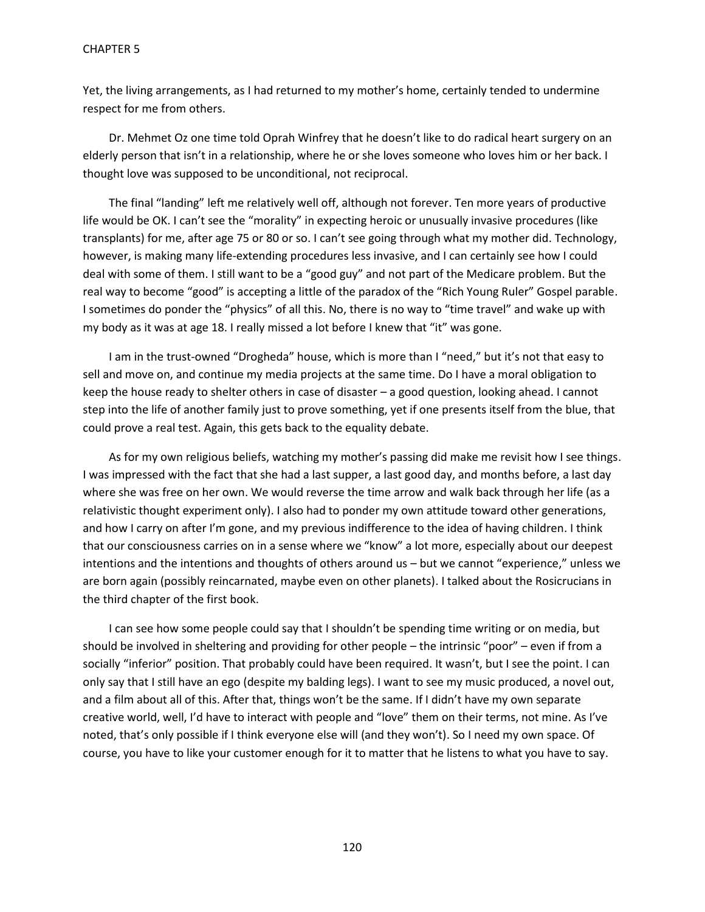Yet, the living arrangements, as I had returned to my mother's home, certainly tended to undermine respect for me from others.

Dr. Mehmet Oz one time told Oprah Winfrey that he doesn't like to do radical heart surgery on an elderly person that isn't in a relationship, where he or she loves someone who loves him or her back. I thought love was supposed to be unconditional, not reciprocal.

The final "landing" left me relatively well off, although not forever. Ten more years of productive life would be OK. I can't see the "morality" in expecting heroic or unusually invasive procedures (like transplants) for me, after age 75 or 80 or so. I can't see going through what my mother did. Technology, however, is making many life-extending procedures less invasive, and I can certainly see how I could deal with some of them. I still want to be a "good guy" and not part of the Medicare problem. But the real way to become "good" is accepting a little of the paradox of the "Rich Young Ruler" Gospel parable. I sometimes do ponder the "physics" of all this. No, there is no way to "time travel" and wake up with my body as it was at age 18. I really missed a lot before I knew that "it" was gone.

I am in the trust-owned "Drogheda" house, which is more than I "need," but it's not that easy to sell and move on, and continue my media projects at the same time. Do I have a moral obligation to keep the house ready to shelter others in case of disaster – a good question, looking ahead. I cannot step into the life of another family just to prove something, yet if one presents itself from the blue, that could prove a real test. Again, this gets back to the equality debate.

As for my own religious beliefs, watching my mother's passing did make me revisit how I see things. I was impressed with the fact that she had a last supper, a last good day, and months before, a last day where she was free on her own. We would reverse the time arrow and walk back through her life (as a relativistic thought experiment only). I also had to ponder my own attitude toward other generations, and how I carry on after I'm gone, and my previous indifference to the idea of having children. I think that our consciousness carries on in a sense where we "know" a lot more, especially about our deepest intentions and the intentions and thoughts of others around us – but we cannot "experience," unless we are born again (possibly reincarnated, maybe even on other planets). I talked about the Rosicrucians in the third chapter of the first book.

I can see how some people could say that I shouldn't be spending time writing or on media, but should be involved in sheltering and providing for other people – the intrinsic "poor" – even if from a socially "inferior" position. That probably could have been required. It wasn't, but I see the point. I can only say that I still have an ego (despite my balding legs). I want to see my music produced, a novel out, and a film about all of this. After that, things won't be the same. If I didn't have my own separate creative world, well, I'd have to interact with people and "love" them on their terms, not mine. As I've noted, that's only possible if I think everyone else will (and they won't). So I need my own space. Of course, you have to like your customer enough for it to matter that he listens to what you have to say.